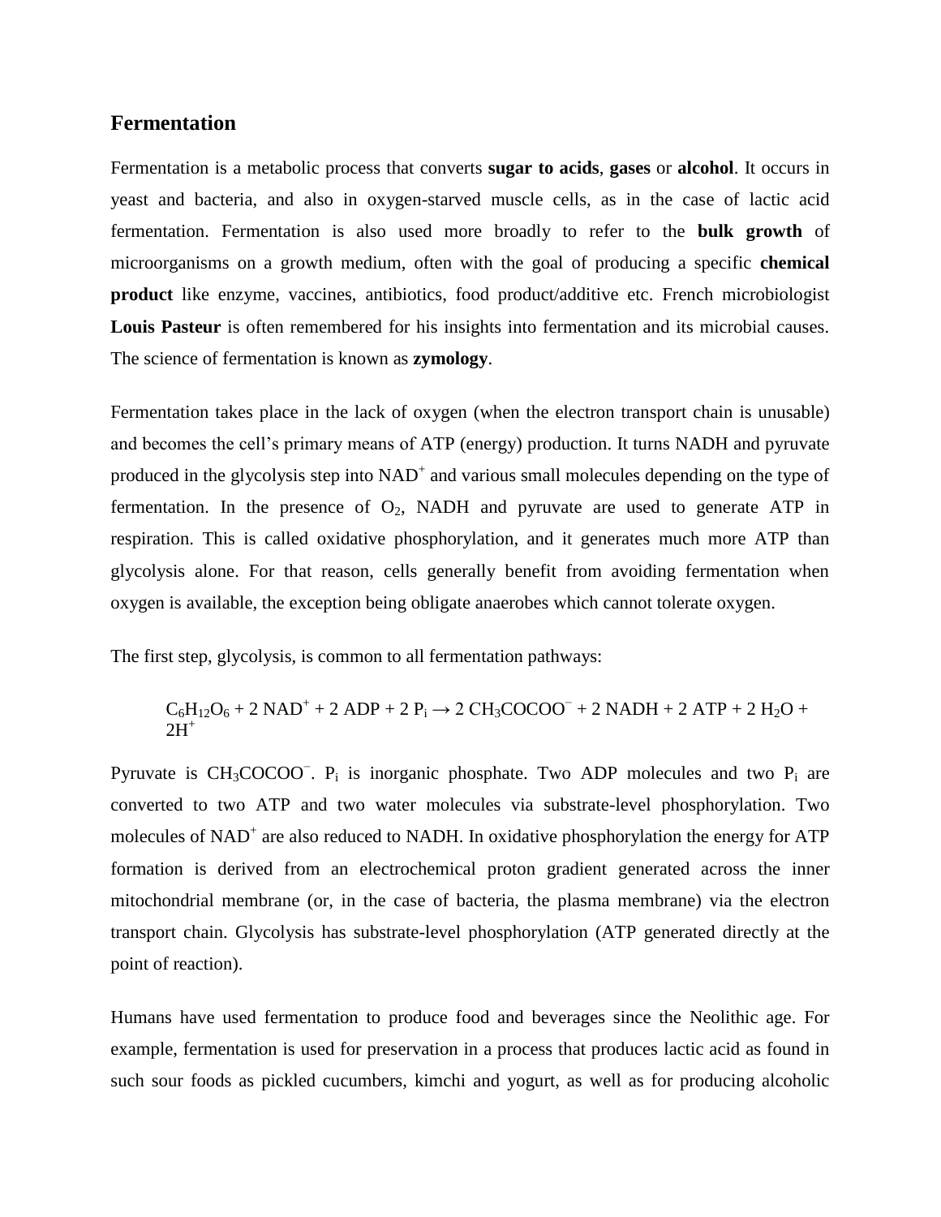# Fermentation

Fermentation is a metabolic process that converts **sugar to acids**, **gases** or **alcohol**. It occurs in yeast and bacteria, and also in oxygen-starved muscle cells, as in the case of lactic acid fermentation. Fermentation is also used more broadly to refer to the **bulk growth** of microorganisms on a growth medium, often with the goal of producing a specific **chemical product** like enzyme, vaccines, antibiotics, food product/additive etc. French microbiologist **Louis Pasteur** is often remembered for his insights into fermentation and its microbial causes. The science of fermentation is known as **zymology**.

Fermentation takes place in the lack of oxygen (when the electron transport chain is unusable) and becomes the cell's primary means of ATP (energy) production. It turns NADH and pyruvate produced in the glycolysis step into $NAD^+$ and various small molecules depending on the type of fermentation. In the presence of $O_2$, NADH and pyruvate are used to generate ATP in respiration. This is called oxidative phosphorylation, and it generates much more ATP than glycolysis alone. For that reason, cells generally benefit from avoiding fermentation when oxygen is available, the exception being obligate anaerobes which cannot tolerate oxygen.

The first step, glycolysis, is common to all fermentation pathways:

$$C_6H_{12}O_6 + 2\ NAD^+ + 2\ ADP + 2\ P_i \rightarrow 2\ CH_3COCOO^- + 2\ NADH + 2\ ATP + 2\ H_2O + 2H^+$$

Pyruvate is $CH_3COCOO^-$. $P_i$ is inorganic phosphate. Two ADP molecules and two $P_i$ are converted to two ATP and two water molecules via substrate-level phosphorylation. Two molecules of $NAD^+$ are also reduced to NADH. In oxidative phosphorylation the energy for ATP formation is derived from an electrochemical proton gradient generated across the inner mitochondrial membrane (or, in the case of bacteria, the plasma membrane) via the electron transport chain. Glycolysis has substrate-level phosphorylation (ATP generated directly at the point of reaction).

Humans have used fermentation to produce food and beverages since the Neolithic age. For example, fermentation is used for preservation in a process that produces lactic acid as found in such sour foods as pickled cucumbers, kimchi and yogurt, as well as for producing alcoholic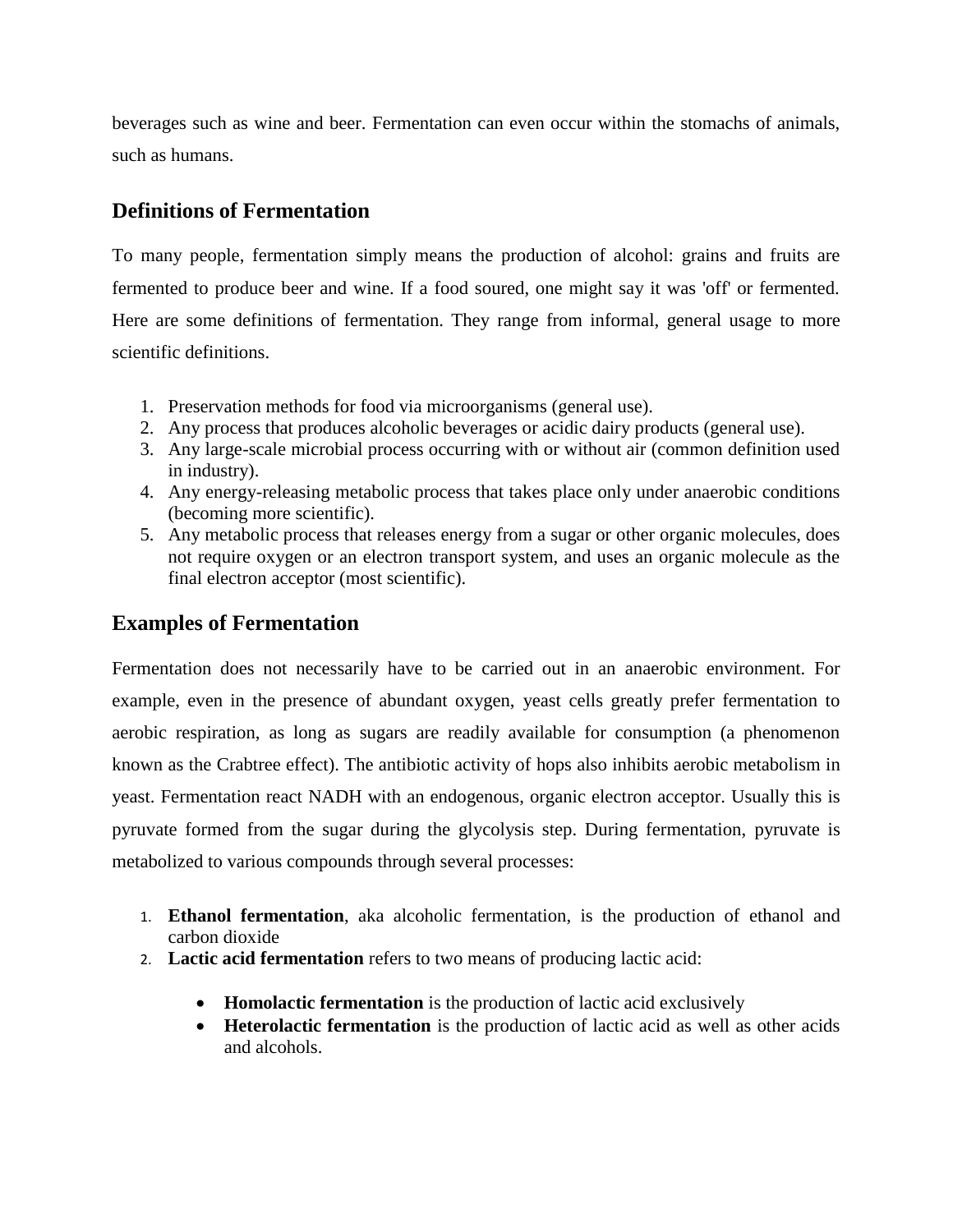beverages such as wine and beer. Fermentation can even occur within the stomachs of animals, such as humans.

## Definitions of Fermentation

To many people, fermentation simply means the production of alcohol: grains and fruits are fermented to produce beer and wine. If a food soured, one might say it was 'off' or fermented. Here are some definitions of fermentation. They range from informal, general usage to more scientific definitions.

1. Preservation methods for food via microorganisms (general use).
2. Any process that produces alcoholic beverages or acidic dairy products (general use).
3. Any large-scale microbial process occurring with or without air (common definition used in industry).
4. Any energy-releasing metabolic process that takes place only under anaerobic conditions (becoming more scientific).
5. Any metabolic process that releases energy from a sugar or other organic molecules, does not require oxygen or an electron transport system, and uses an organic molecule as the final electron acceptor (most scientific).

## Examples of Fermentation

Fermentation does not necessarily have to be carried out in an anaerobic environment. For example, even in the presence of abundant oxygen, yeast cells greatly prefer fermentation to aerobic respiration, as long as sugars are readily available for consumption (a phenomenon known as the Crabtree effect). The antibiotic activity of hops also inhibits aerobic metabolism in yeast. Fermentation react NADH with an endogenous, organic electron acceptor. Usually this is pyruvate formed from the sugar during the glycolysis step. During fermentation, pyruvate is metabolized to various compounds through several processes:

1. **Ethanol fermentation**, aka alcoholic fermentation, is the production of ethanol and carbon dioxide
2. **Lactic acid fermentation** refers to two means of producing lactic acid:
   - **Homolactic fermentation** is the production of lactic acid exclusively
   - **Heterolactic fermentation** is the production of lactic acid as well as other acids and alcohols.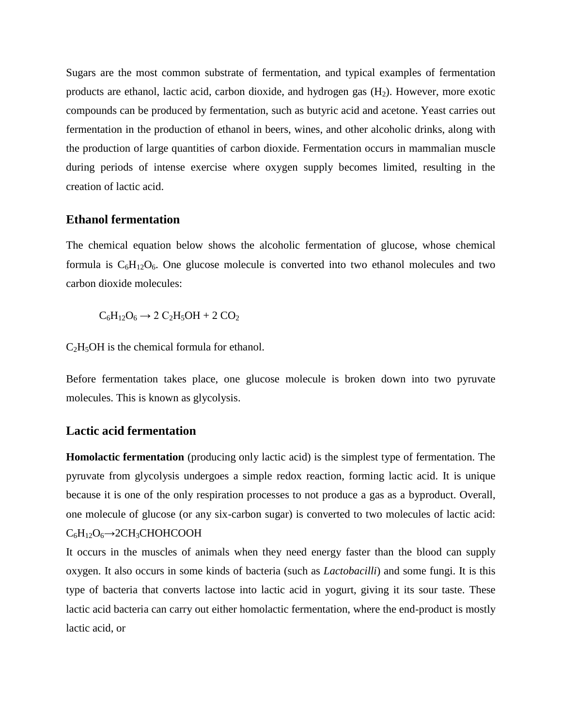Sugars are the most common substrate of fermentation, and typical examples of fermentation products are ethanol, lactic acid, carbon dioxide, and hydrogen gas ($H_2$). However, more exotic compounds can be produced by fermentation, such as butyric acid and acetone. Yeast carries out fermentation in the production of ethanol in beers, wines, and other alcoholic drinks, along with the production of large quantities of carbon dioxide. Fermentation occurs in mammalian muscle during periods of intense exercise where oxygen supply becomes limited, resulting in the creation of lactic acid.

## Ethanol fermentation

The chemical equation below shows the alcoholic fermentation of glucose, whose chemical formula is $C_6H_{12}O_6$. One glucose molecule is converted into two ethanol molecules and two carbon dioxide molecules:

$$C_6H_{12}O_6 \rightarrow 2\ C_2H_5OH + 2\ CO_2$$

$C_2H_5OH$ is the chemical formula for ethanol.

Before fermentation takes place, one glucose molecule is broken down into two pyruvate molecules. This is known as glycolysis.

## Lactic acid fermentation

**Homolactic fermentation** (producing only lactic acid) is the simplest type of fermentation. The pyruvate from glycolysis undergoes a simple redox reaction, forming lactic acid. It is unique because it is one of the only respiration processes to not produce a gas as a byproduct. Overall, one molecule of glucose (or any six-carbon sugar) is converted to two molecules of lactic acid: $C_6H_{12}O_6 \rightarrow 2CH_3CHOHCOOH$

It occurs in the muscles of animals when they need energy faster than the blood can supply oxygen. It also occurs in some kinds of bacteria (such as *Lactobacilli*) and some fungi. It is this type of bacteria that converts lactose into lactic acid in yogurt, giving it its sour taste. These lactic acid bacteria can carry out either homolactic fermentation, where the end-product is mostly lactic acid, or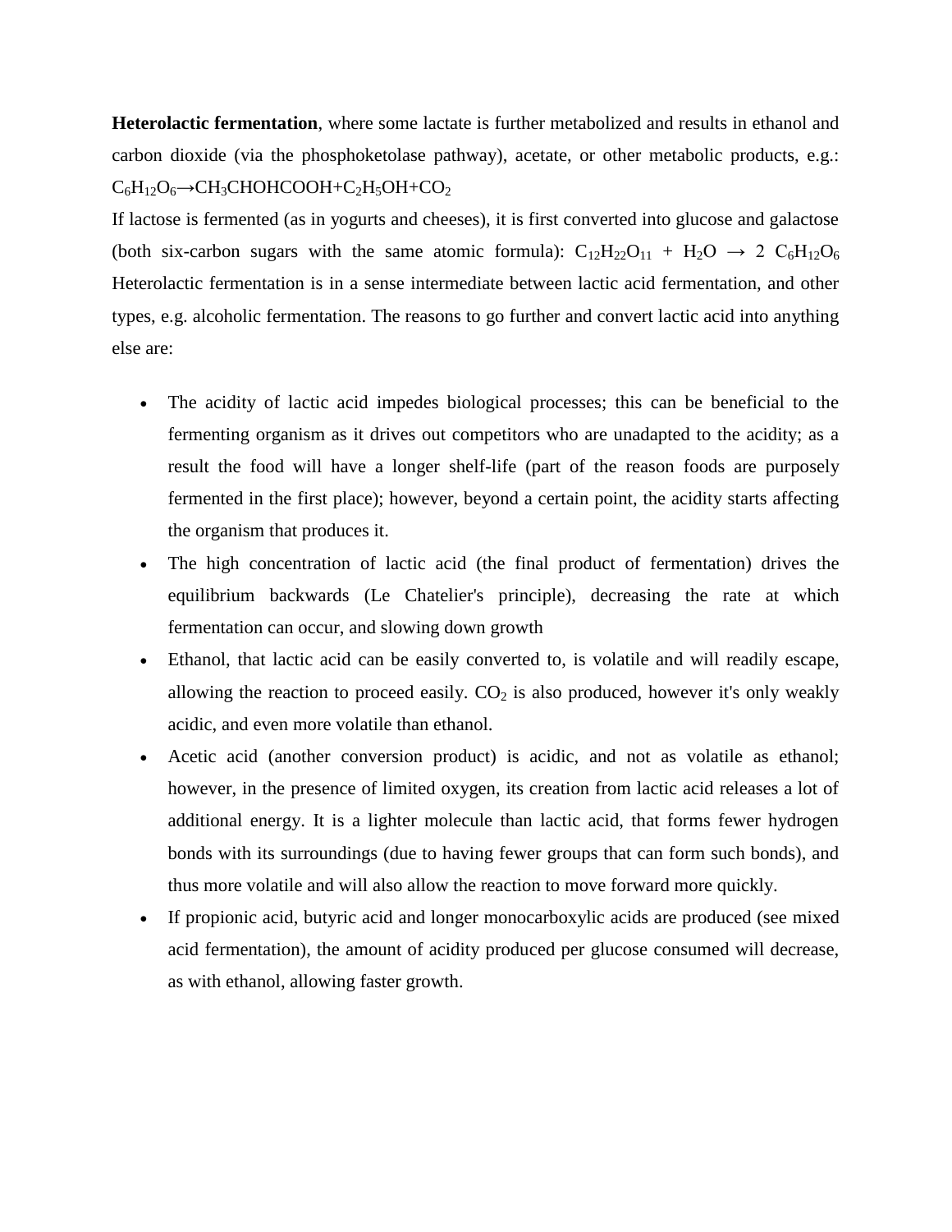**Heterolactic fermentation**, where some lactate is further metabolized and results in ethanol and carbon dioxide (via the phosphoketolase pathway), acetate, or other metabolic products, e.g.: $C_6H_{12}O_6 \rightarrow CH_3CHOHCOOH + C_2H_5OH + CO_2$

If lactose is fermented (as in yogurts and cheeses), it is first converted into glucose and galactose (both six-carbon sugars with the same atomic formula): $C_{12}H_{22}O_{11} + H_2O \rightarrow 2\ C_6H_{12}O_6$ Heterolactic fermentation is in a sense intermediate between lactic acid fermentation, and other types, e.g. alcoholic fermentation. The reasons to go further and convert lactic acid into anything else are:

- The acidity of lactic acid impedes biological processes; this can be beneficial to the fermenting organism as it drives out competitors who are unadapted to the acidity; as a result the food will have a longer shelf-life (part of the reason foods are purposely fermented in the first place); however, beyond a certain point, the acidity starts affecting the organism that produces it.
- The high concentration of lactic acid (the final product of fermentation) drives the equilibrium backwards (Le Chatelier's principle), decreasing the rate at which fermentation can occur, and slowing down growth
- Ethanol, that lactic acid can be easily converted to, is volatile and will readily escape, allowing the reaction to proceed easily. $CO_2$ is also produced, however it's only weakly acidic, and even more volatile than ethanol.
- Acetic acid (another conversion product) is acidic, and not as volatile as ethanol; however, in the presence of limited oxygen, its creation from lactic acid releases a lot of additional energy. It is a lighter molecule than lactic acid, that forms fewer hydrogen bonds with its surroundings (due to having fewer groups that can form such bonds), and thus more volatile and will also allow the reaction to move forward more quickly.
- If propionic acid, butyric acid and longer monocarboxylic acids are produced (see mixed acid fermentation), the amount of acidity produced per glucose consumed will decrease, as with ethanol, allowing faster growth.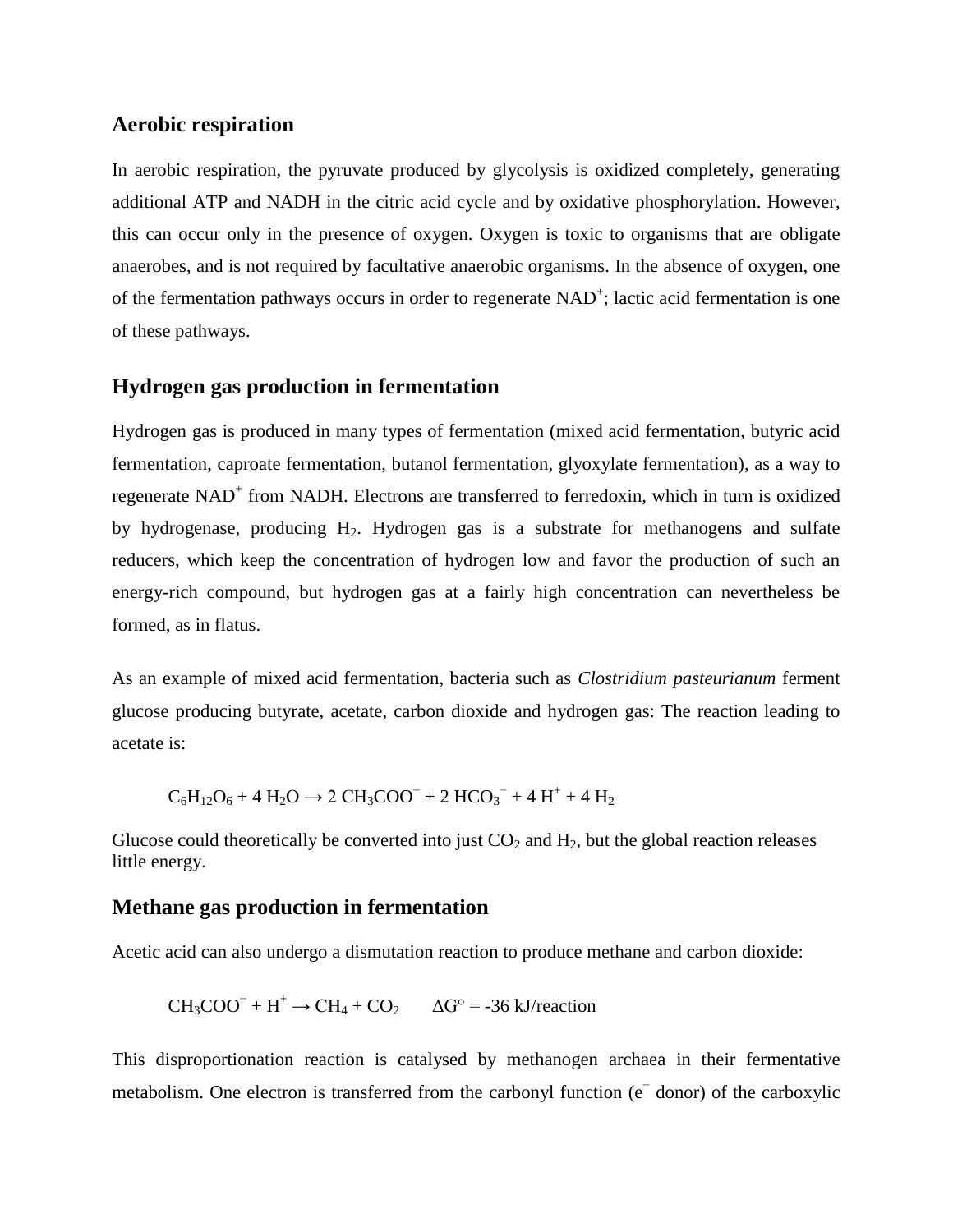## Aerobic respiration

In aerobic respiration, the pyruvate produced by glycolysis is oxidized completely, generating additional ATP and NADH in the citric acid cycle and by oxidative phosphorylation. However, this can occur only in the presence of oxygen. Oxygen is toxic to organisms that are obligate anaerobes, and is not required by facultative anaerobic organisms. In the absence of oxygen, one of the fermentation pathways occurs in order to regenerate $NAD^+$; lactic acid fermentation is one of these pathways.

## Hydrogen gas production in fermentation

Hydrogen gas is produced in many types of fermentation (mixed acid fermentation, butyric acid fermentation, caproate fermentation, butanol fermentation, glyoxylate fermentation), as a way to regenerate $NAD^+$ from NADH. Electrons are transferred to ferredoxin, which in turn is oxidized by hydrogenase, producing $H_2$. Hydrogen gas is a substrate for methanogens and sulfate reducers, which keep the concentration of hydrogen low and favor the production of such an energy-rich compound, but hydrogen gas at a fairly high concentration can nevertheless be formed, as in flatus.

As an example of mixed acid fermentation, bacteria such as *Clostridium pasteurianum* ferment glucose producing butyrate, acetate, carbon dioxide and hydrogen gas: The reaction leading to acetate is:

$$C_6H_{12}O_6 + 4\ H_2O \rightarrow 2\ CH_3COO^- + 2\ HCO_3^- + 4\ H^+ + 4\ H_2$$

Glucose could theoretically be converted into just $CO_2$ and $H_2$, but the global reaction releases little energy.

## Methane gas production in fermentation

Acetic acid can also undergo a dismutation reaction to produce methane and carbon dioxide:

$$CH_3COO^- + H^+ \rightarrow CH_4 + CO_2 \qquad \Delta G° = -36\ \text{kJ/reaction}$$

This disproportionation reaction is catalysed by methanogen archaea in their fermentative metabolism. One electron is transferred from the carbonyl function ($e^-$ donor) of the carboxylic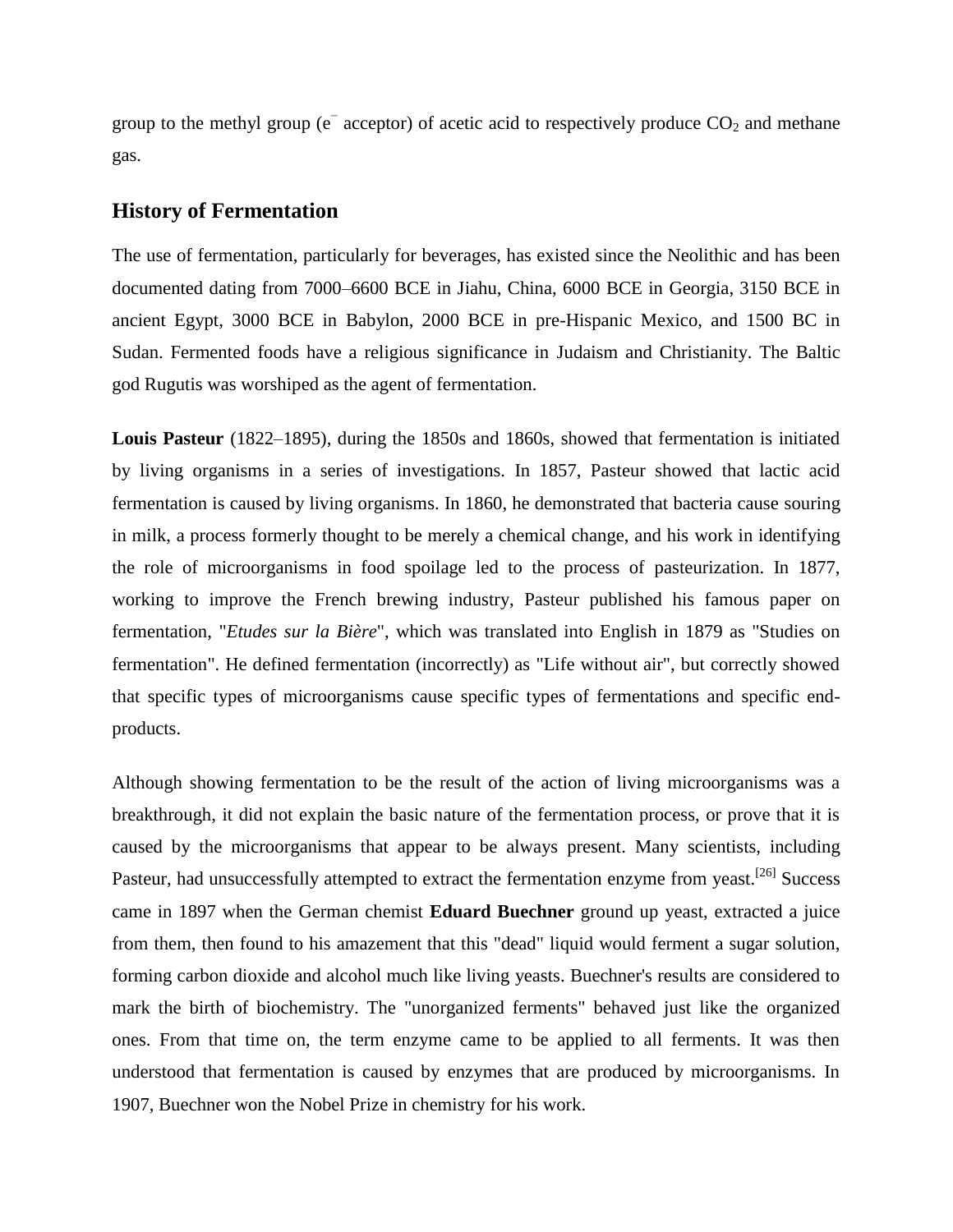group to the methyl group ($e^-$ acceptor) of acetic acid to respectively produce $CO_2$ and methane gas.

## History of Fermentation

The use of fermentation, particularly for beverages, has existed since the Neolithic and has been documented dating from 7000–6600 BCE in Jiahu, China, 6000 BCE in Georgia, 3150 BCE in ancient Egypt, 3000 BCE in Babylon, 2000 BCE in pre-Hispanic Mexico, and 1500 BC in Sudan. Fermented foods have a religious significance in Judaism and Christianity. The Baltic god Rugutis was worshiped as the agent of fermentation.

**Louis Pasteur** (1822–1895), during the 1850s and 1860s, showed that fermentation is initiated by living organisms in a series of investigations. In 1857, Pasteur showed that lactic acid fermentation is caused by living organisms. In 1860, he demonstrated that bacteria cause souring in milk, a process formerly thought to be merely a chemical change, and his work in identifying the role of microorganisms in food spoilage led to the process of pasteurization. In 1877, working to improve the French brewing industry, Pasteur published his famous paper on fermentation, "*Etudes sur la Bière*", which was translated into English in 1879 as "Studies on fermentation". He defined fermentation (incorrectly) as "Life without air", but correctly showed that specific types of microorganisms cause specific types of fermentations and specific end-products.

Although showing fermentation to be the result of the action of living microorganisms was a breakthrough, it did not explain the basic nature of the fermentation process, or prove that it is caused by the microorganisms that appear to be always present. Many scientists, including Pasteur, had unsuccessfully attempted to extract the fermentation enzyme from yeast.[26] Success came in 1897 when the German chemist **Eduard Buechner** ground up yeast, extracted a juice from them, then found to his amazement that this "dead" liquid would ferment a sugar solution, forming carbon dioxide and alcohol much like living yeasts. Buechner's results are considered to mark the birth of biochemistry. The "unorganized ferments" behaved just like the organized ones. From that time on, the term enzyme came to be applied to all ferments. It was then understood that fermentation is caused by enzymes that are produced by microorganisms. In 1907, Buechner won the Nobel Prize in chemistry for his work.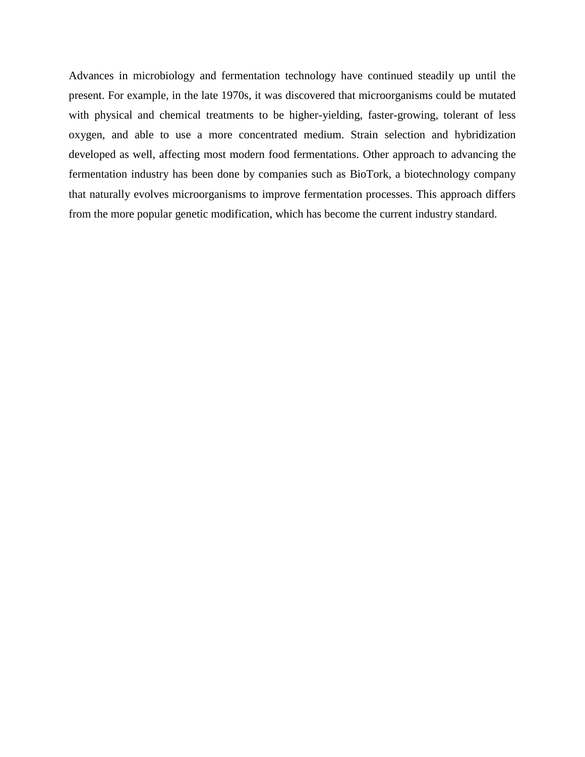Advances in microbiology and fermentation technology have continued steadily up until the present. For example, in the late 1970s, it was discovered that microorganisms could be mutated with physical and chemical treatments to be higher-yielding, faster-growing, tolerant of less oxygen, and able to use a more concentrated medium. Strain selection and hybridization developed as well, affecting most modern food fermentations. Other approach to advancing the fermentation industry has been done by companies such as BioTork, a biotechnology company that naturally evolves microorganisms to improve fermentation processes. This approach differs from the more popular genetic modification, which has become the current industry standard.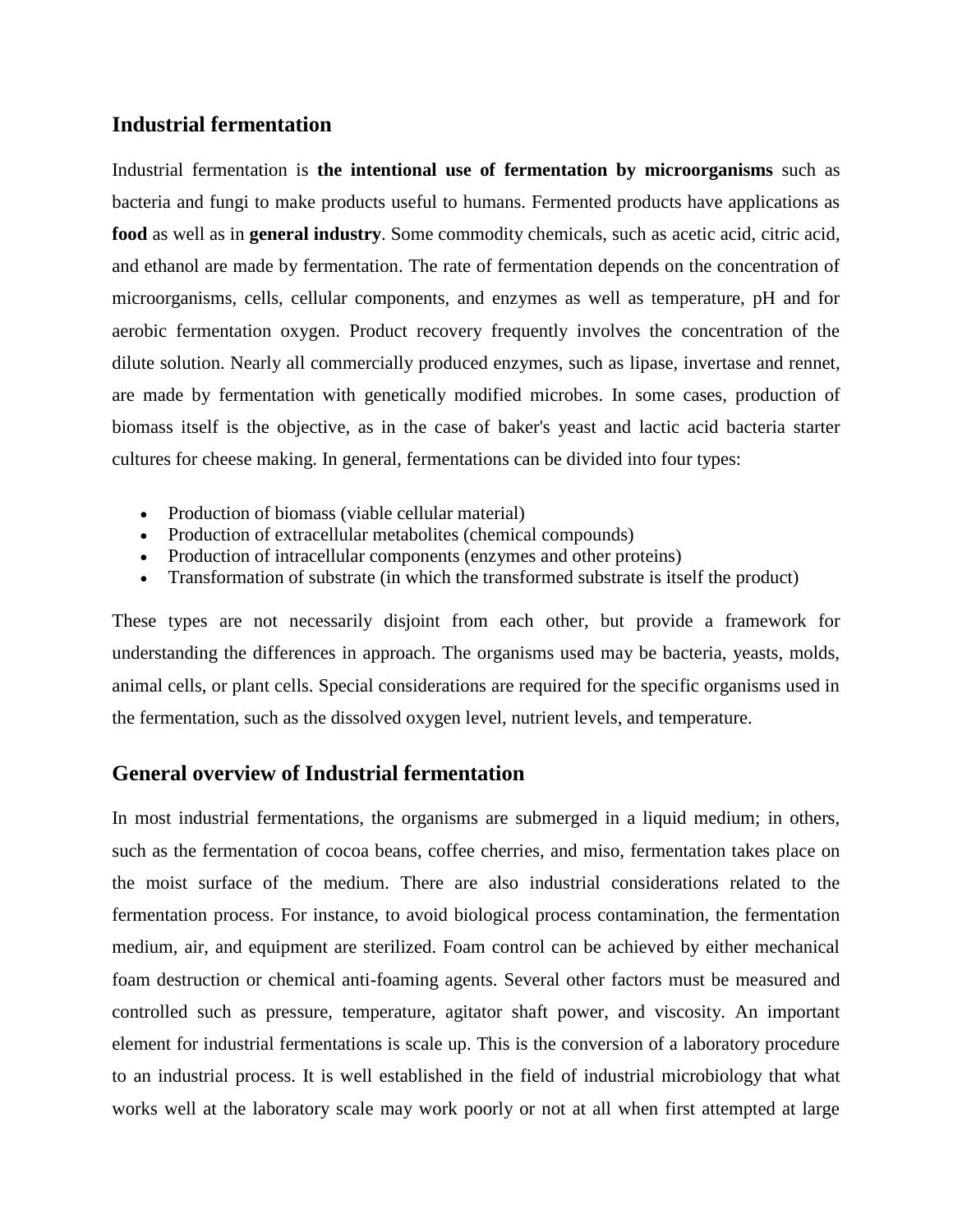## Industrial fermentation

Industrial fermentation is **the intentional use of fermentation by microorganisms** such as bacteria and fungi to make products useful to humans. Fermented products have applications as **food** as well as in **general industry**. Some commodity chemicals, such as acetic acid, citric acid, and ethanol are made by fermentation. The rate of fermentation depends on the concentration of microorganisms, cells, cellular components, and enzymes as well as temperature, pH and for aerobic fermentation oxygen. Product recovery frequently involves the concentration of the dilute solution. Nearly all commercially produced enzymes, such as lipase, invertase and rennet, are made by fermentation with genetically modified microbes. In some cases, production of biomass itself is the objective, as in the case of baker's yeast and lactic acid bacteria starter cultures for cheese making. In general, fermentations can be divided into four types:

- Production of biomass (viable cellular material)
- Production of extracellular metabolites (chemical compounds)
- Production of intracellular components (enzymes and other proteins)
- Transformation of substrate (in which the transformed substrate is itself the product)

These types are not necessarily disjoint from each other, but provide a framework for understanding the differences in approach. The organisms used may be bacteria, yeasts, molds, animal cells, or plant cells. Special considerations are required for the specific organisms used in the fermentation, such as the dissolved oxygen level, nutrient levels, and temperature.

## General overview of Industrial fermentation

In most industrial fermentations, the organisms are submerged in a liquid medium; in others, such as the fermentation of cocoa beans, coffee cherries, and miso, fermentation takes place on the moist surface of the medium. There are also industrial considerations related to the fermentation process. For instance, to avoid biological process contamination, the fermentation medium, air, and equipment are sterilized. Foam control can be achieved by either mechanical foam destruction or chemical anti-foaming agents. Several other factors must be measured and controlled such as pressure, temperature, agitator shaft power, and viscosity. An important element for industrial fermentations is scale up. This is the conversion of a laboratory procedure to an industrial process. It is well established in the field of industrial microbiology that what works well at the laboratory scale may work poorly or not at all when first attempted at large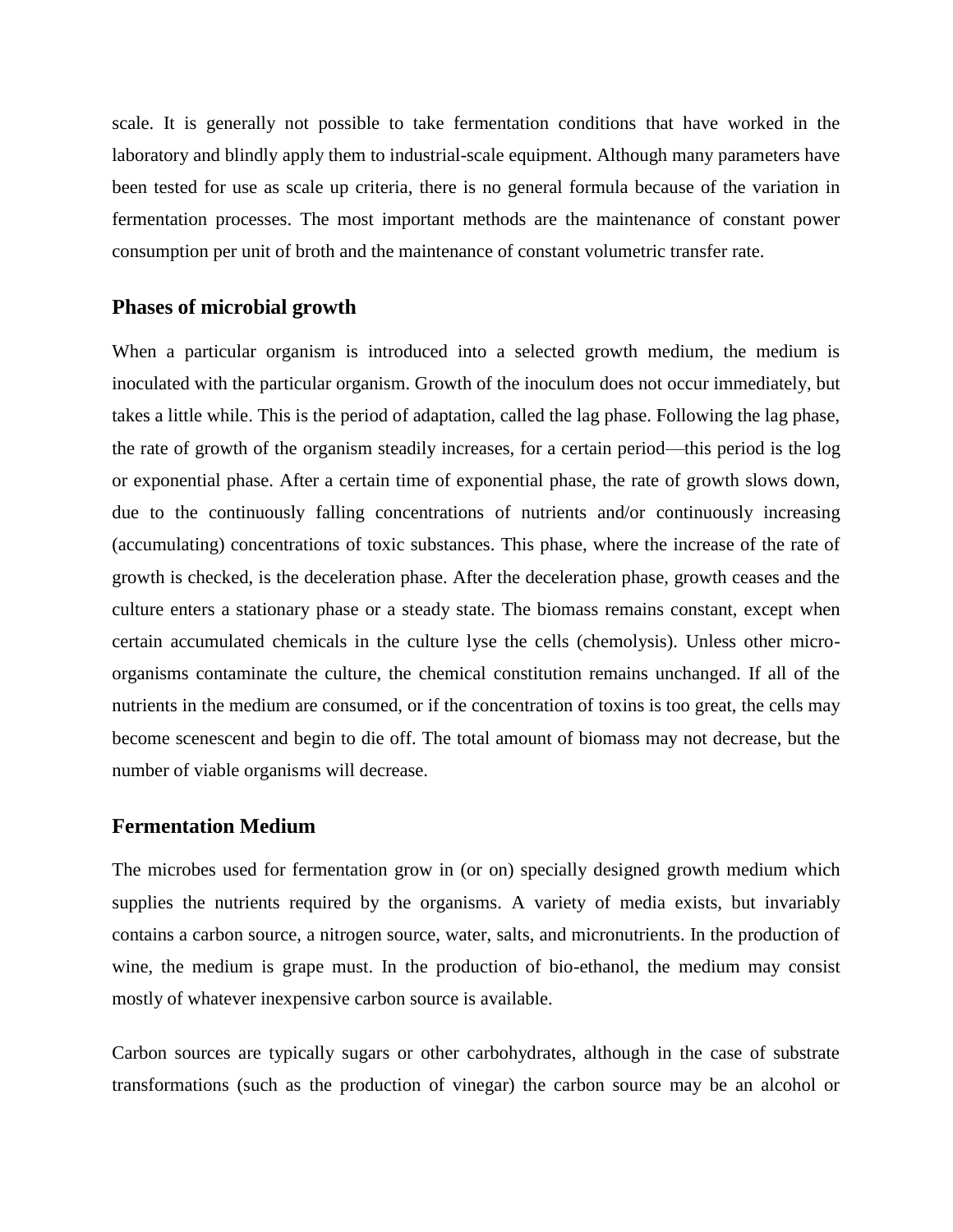scale. It is generally not possible to take fermentation conditions that have worked in the laboratory and blindly apply them to industrial-scale equipment. Although many parameters have been tested for use as scale up criteria, there is no general formula because of the variation in fermentation processes. The most important methods are the maintenance of constant power consumption per unit of broth and the maintenance of constant volumetric transfer rate.

## Phases of microbial growth

When a particular organism is introduced into a selected growth medium, the medium is inoculated with the particular organism. Growth of the inoculum does not occur immediately, but takes a little while. This is the period of adaptation, called the lag phase. Following the lag phase, the rate of growth of the organism steadily increases, for a certain period—this period is the log or exponential phase. After a certain time of exponential phase, the rate of growth slows down, due to the continuously falling concentrations of nutrients and/or continuously increasing (accumulating) concentrations of toxic substances. This phase, where the increase of the rate of growth is checked, is the deceleration phase. After the deceleration phase, growth ceases and the culture enters a stationary phase or a steady state. The biomass remains constant, except when certain accumulated chemicals in the culture lyse the cells (chemolysis). Unless other micro-organisms contaminate the culture, the chemical constitution remains unchanged. If all of the nutrients in the medium are consumed, or if the concentration of toxins is too great, the cells may become scenescent and begin to die off. The total amount of biomass may not decrease, but the number of viable organisms will decrease.

## Fermentation Medium

The microbes used for fermentation grow in (or on) specially designed growth medium which supplies the nutrients required by the organisms. A variety of media exists, but invariably contains a carbon source, a nitrogen source, water, salts, and micronutrients. In the production of wine, the medium is grape must. In the production of bio-ethanol, the medium may consist mostly of whatever inexpensive carbon source is available.

Carbon sources are typically sugars or other carbohydrates, although in the case of substrate transformations (such as the production of vinegar) the carbon source may be an alcohol or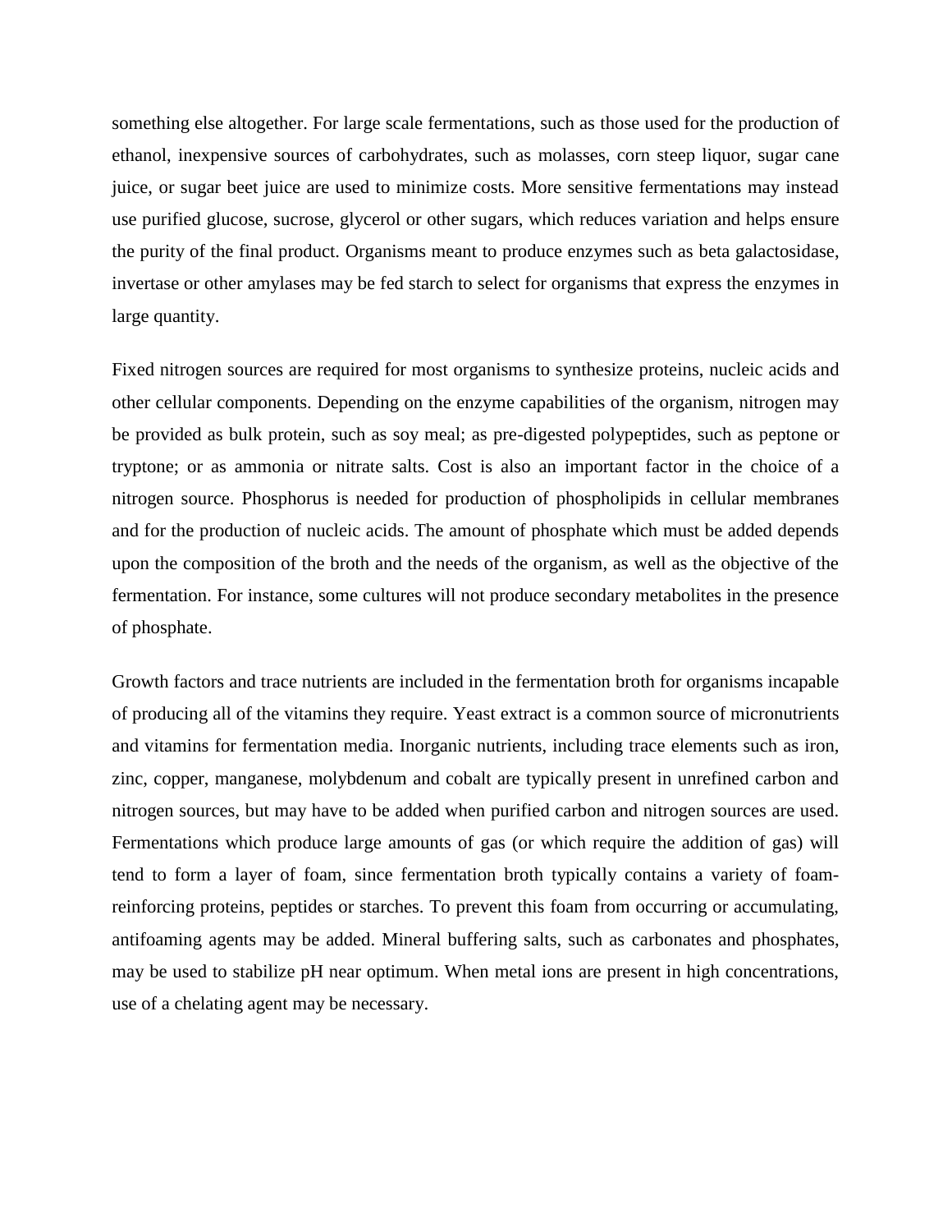something else altogether. For large scale fermentations, such as those used for the production of ethanol, inexpensive sources of carbohydrates, such as molasses, corn steep liquor, sugar cane juice, or sugar beet juice are used to minimize costs. More sensitive fermentations may instead use purified glucose, sucrose, glycerol or other sugars, which reduces variation and helps ensure the purity of the final product. Organisms meant to produce enzymes such as beta galactosidase, invertase or other amylases may be fed starch to select for organisms that express the enzymes in large quantity.

Fixed nitrogen sources are required for most organisms to synthesize proteins, nucleic acids and other cellular components. Depending on the enzyme capabilities of the organism, nitrogen may be provided as bulk protein, such as soy meal; as pre-digested polypeptides, such as peptone or tryptone; or as ammonia or nitrate salts. Cost is also an important factor in the choice of a nitrogen source. Phosphorus is needed for production of phospholipids in cellular membranes and for the production of nucleic acids. The amount of phosphate which must be added depends upon the composition of the broth and the needs of the organism, as well as the objective of the fermentation. For instance, some cultures will not produce secondary metabolites in the presence of phosphate.

Growth factors and trace nutrients are included in the fermentation broth for organisms incapable of producing all of the vitamins they require. Yeast extract is a common source of micronutrients and vitamins for fermentation media. Inorganic nutrients, including trace elements such as iron, zinc, copper, manganese, molybdenum and cobalt are typically present in unrefined carbon and nitrogen sources, but may have to be added when purified carbon and nitrogen sources are used. Fermentations which produce large amounts of gas (or which require the addition of gas) will tend to form a layer of foam, since fermentation broth typically contains a variety of foam-reinforcing proteins, peptides or starches. To prevent this foam from occurring or accumulating, antifoaming agents may be added. Mineral buffering salts, such as carbonates and phosphates, may be used to stabilize pH near optimum. When metal ions are present in high concentrations, use of a chelating agent may be necessary.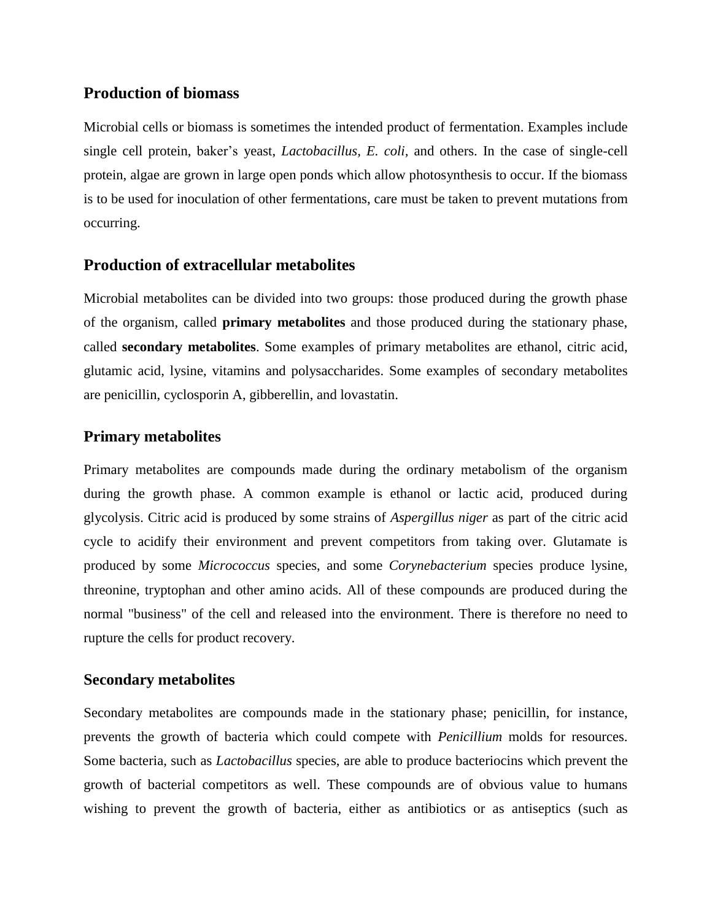## Production of biomass

Microbial cells or biomass is sometimes the intended product of fermentation. Examples include single cell protein, baker's yeast, *Lactobacillus, E. coli,* and others. In the case of single-cell protein, algae are grown in large open ponds which allow photosynthesis to occur. If the biomass is to be used for inoculation of other fermentations, care must be taken to prevent mutations from occurring.

## Production of extracellular metabolites

Microbial metabolites can be divided into two groups: those produced during the growth phase of the organism, called **primary metabolites** and those produced during the stationary phase, called **secondary metabolites**. Some examples of primary metabolites are ethanol, citric acid, glutamic acid, lysine, vitamins and polysaccharides. Some examples of secondary metabolites are penicillin, cyclosporin A, gibberellin, and lovastatin.

## Primary metabolites

Primary metabolites are compounds made during the ordinary metabolism of the organism during the growth phase. A common example is ethanol or lactic acid, produced during glycolysis. Citric acid is produced by some strains of *Aspergillus niger* as part of the citric acid cycle to acidify their environment and prevent competitors from taking over. Glutamate is produced by some *Micrococcus* species, and some *Corynebacterium* species produce lysine, threonine, tryptophan and other amino acids. All of these compounds are produced during the normal "business" of the cell and released into the environment. There is therefore no need to rupture the cells for product recovery.

## Secondary metabolites

Secondary metabolites are compounds made in the stationary phase; penicillin, for instance, prevents the growth of bacteria which could compete with *Penicillium* molds for resources. Some bacteria, such as *Lactobacillus* species, are able to produce bacteriocins which prevent the growth of bacterial competitors as well. These compounds are of obvious value to humans wishing to prevent the growth of bacteria, either as antibiotics or as antiseptics (such as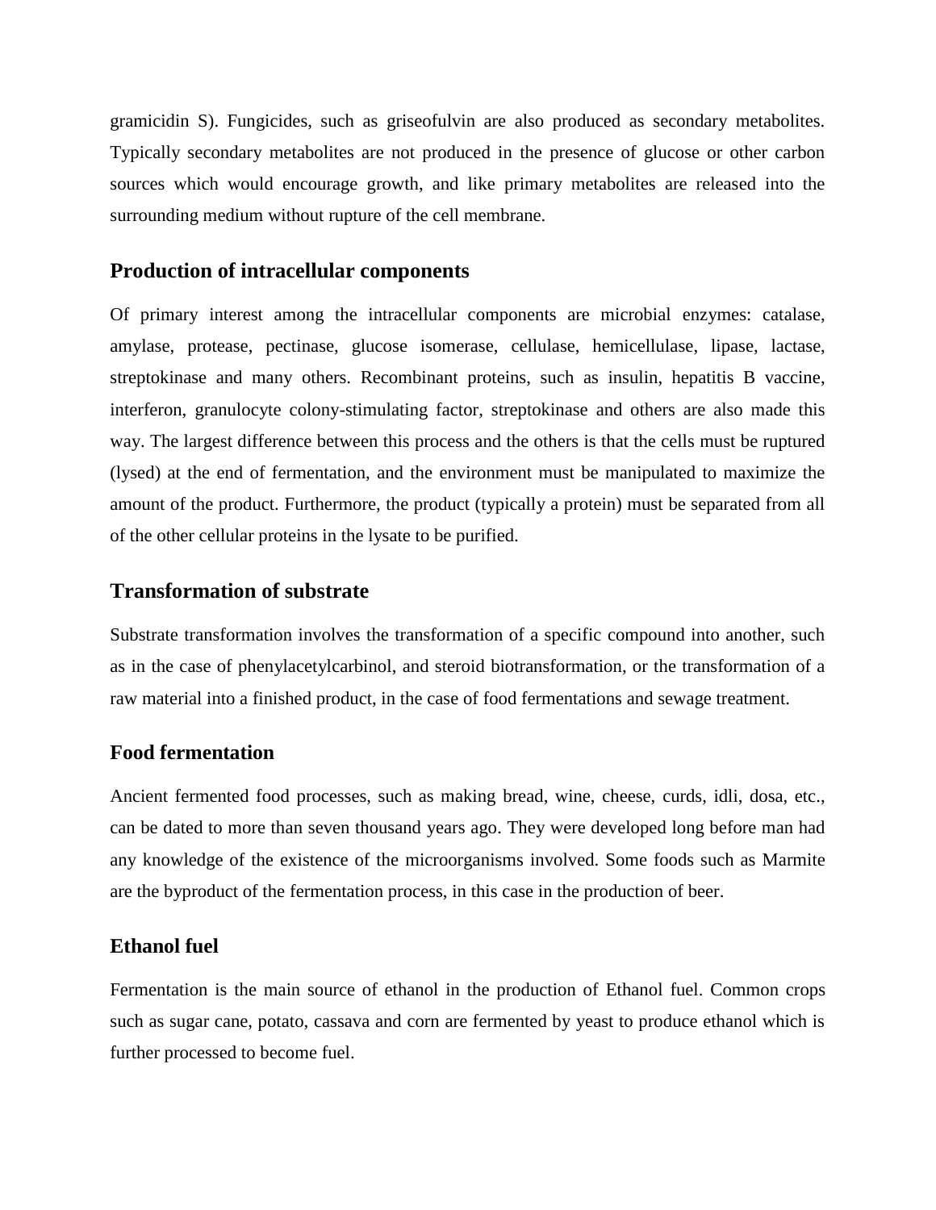gramicidin S). Fungicides, such as griseofulvin are also produced as secondary metabolites. Typically secondary metabolites are not produced in the presence of glucose or other carbon sources which would encourage growth, and like primary metabolites are released into the surrounding medium without rupture of the cell membrane.

### Production of intracellular components

Of primary interest among the intracellular components are microbial enzymes: catalase, amylase, protease, pectinase, glucose isomerase, cellulase, hemicellulase, lipase, lactase, streptokinase and many others. Recombinant proteins, such as insulin, hepatitis B vaccine, interferon, granulocyte colony-stimulating factor, streptokinase and others are also made this way. The largest difference between this process and the others is that the cells must be ruptured (lysed) at the end of fermentation, and the environment must be manipulated to maximize the amount of the product. Furthermore, the product (typically a protein) must be separated from all of the other cellular proteins in the lysate to be purified.

### Transformation of substrate

Substrate transformation involves the transformation of a specific compound into another, such as in the case of phenylacetylcarbinol, and steroid biotransformation, or the transformation of a raw material into a finished product, in the case of food fermentations and sewage treatment.

### Food fermentation

Ancient fermented food processes, such as making bread, wine, cheese, curds, idli, dosa, etc., can be dated to more than seven thousand years ago. They were developed long before man had any knowledge of the existence of the microorganisms involved. Some foods such as Marmite are the byproduct of the fermentation process, in this case in the production of beer.

### Ethanol fuel

Fermentation is the main source of ethanol in the production of Ethanol fuel. Common crops such as sugar cane, potato, cassava and corn are fermented by yeast to produce ethanol which is further processed to become fuel.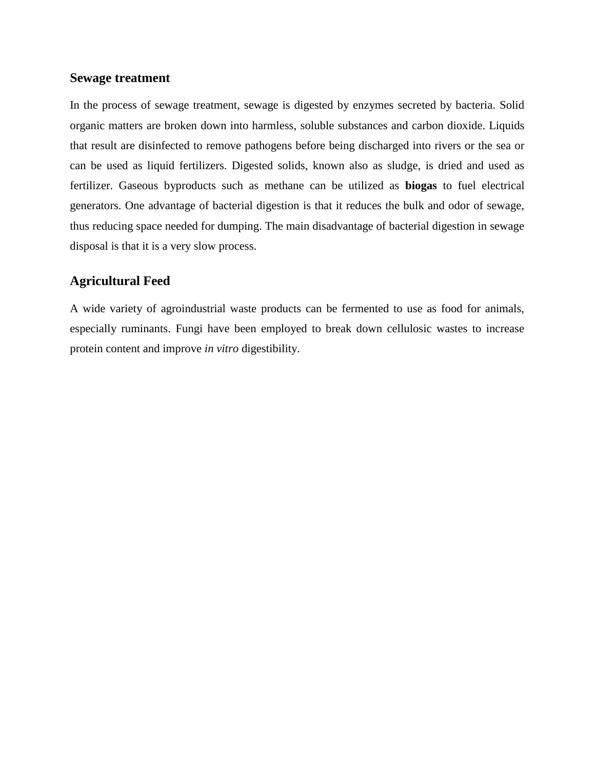## Sewage treatment

In the process of sewage treatment, sewage is digested by enzymes secreted by bacteria. Solid organic matters are broken down into harmless, soluble substances and carbon dioxide. Liquids that result are disinfected to remove pathogens before being discharged into rivers or the sea or can be used as liquid fertilizers. Digested solids, known also as sludge, is dried and used as fertilizer. Gaseous byproducts such as methane can be utilized as **biogas** to fuel electrical generators. One advantage of bacterial digestion is that it reduces the bulk and odor of sewage, thus reducing space needed for dumping. The main disadvantage of bacterial digestion in sewage disposal is that it is a very slow process.

## Agricultural Feed

A wide variety of agroindustrial waste products can be fermented to use as food for animals, especially ruminants. Fungi have been employed to break down cellulosic wastes to increase protein content and improve *in vitro* digestibility.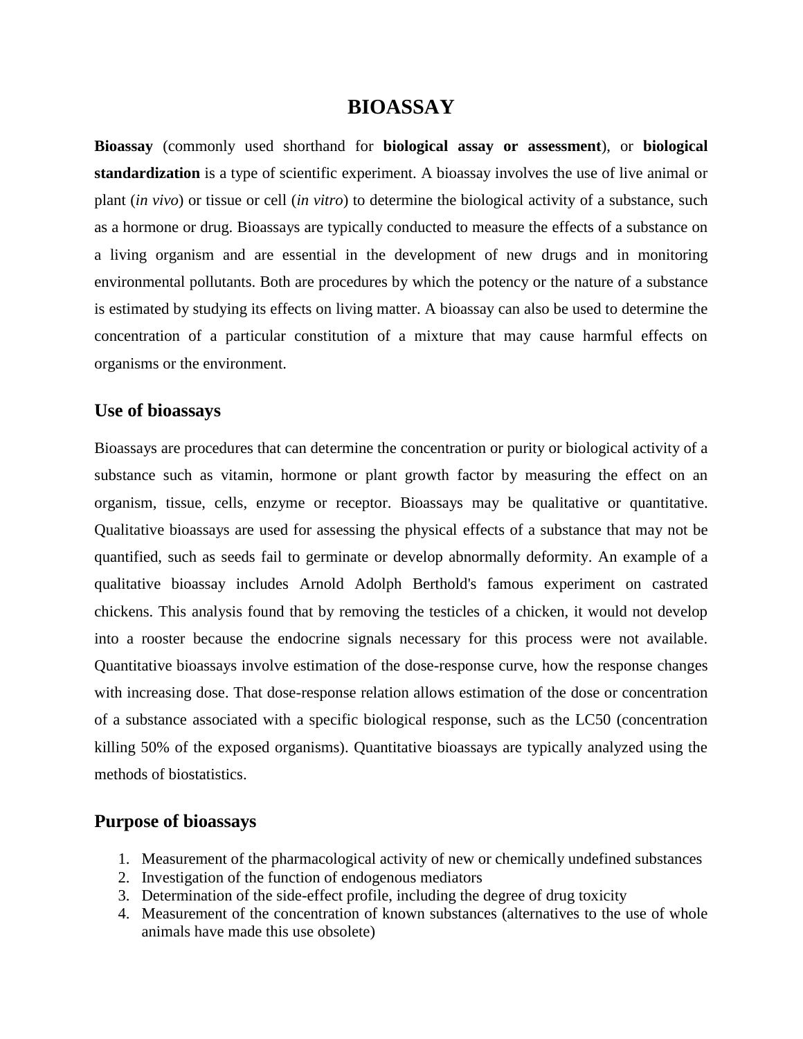# BIOASSAY

**Bioassay** (commonly used shorthand for **biological assay or assessment**), or **biological standardization** is a type of scientific experiment. A bioassay involves the use of live animal or plant (*in vivo*) or tissue or cell (*in vitro*) to determine the biological activity of a substance, such as a hormone or drug. Bioassays are typically conducted to measure the effects of a substance on a living organism and are essential in the development of new drugs and in monitoring environmental pollutants. Both are procedures by which the potency or the nature of a substance is estimated by studying its effects on living matter. A bioassay can also be used to determine the concentration of a particular constitution of a mixture that may cause harmful effects on organisms or the environment.

## Use of bioassays

Bioassays are procedures that can determine the concentration or purity or biological activity of a substance such as vitamin, hormone or plant growth factor by measuring the effect on an organism, tissue, cells, enzyme or receptor. Bioassays may be qualitative or quantitative. Qualitative bioassays are used for assessing the physical effects of a substance that may not be quantified, such as seeds fail to germinate or develop abnormally deformity. An example of a qualitative bioassay includes Arnold Adolph Berthold's famous experiment on castrated chickens. This analysis found that by removing the testicles of a chicken, it would not develop into a rooster because the endocrine signals necessary for this process were not available. Quantitative bioassays involve estimation of the dose-response curve, how the response changes with increasing dose. That dose-response relation allows estimation of the dose or concentration of a substance associated with a specific biological response, such as the LC50 (concentration killing 50% of the exposed organisms). Quantitative bioassays are typically analyzed using the methods of biostatistics.

## Purpose of bioassays

1. Measurement of the pharmacological activity of new or chemically undefined substances
2. Investigation of the function of endogenous mediators
3. Determination of the side-effect profile, including the degree of drug toxicity
4. Measurement of the concentration of known substances (alternatives to the use of whole animals have made this use obsolete)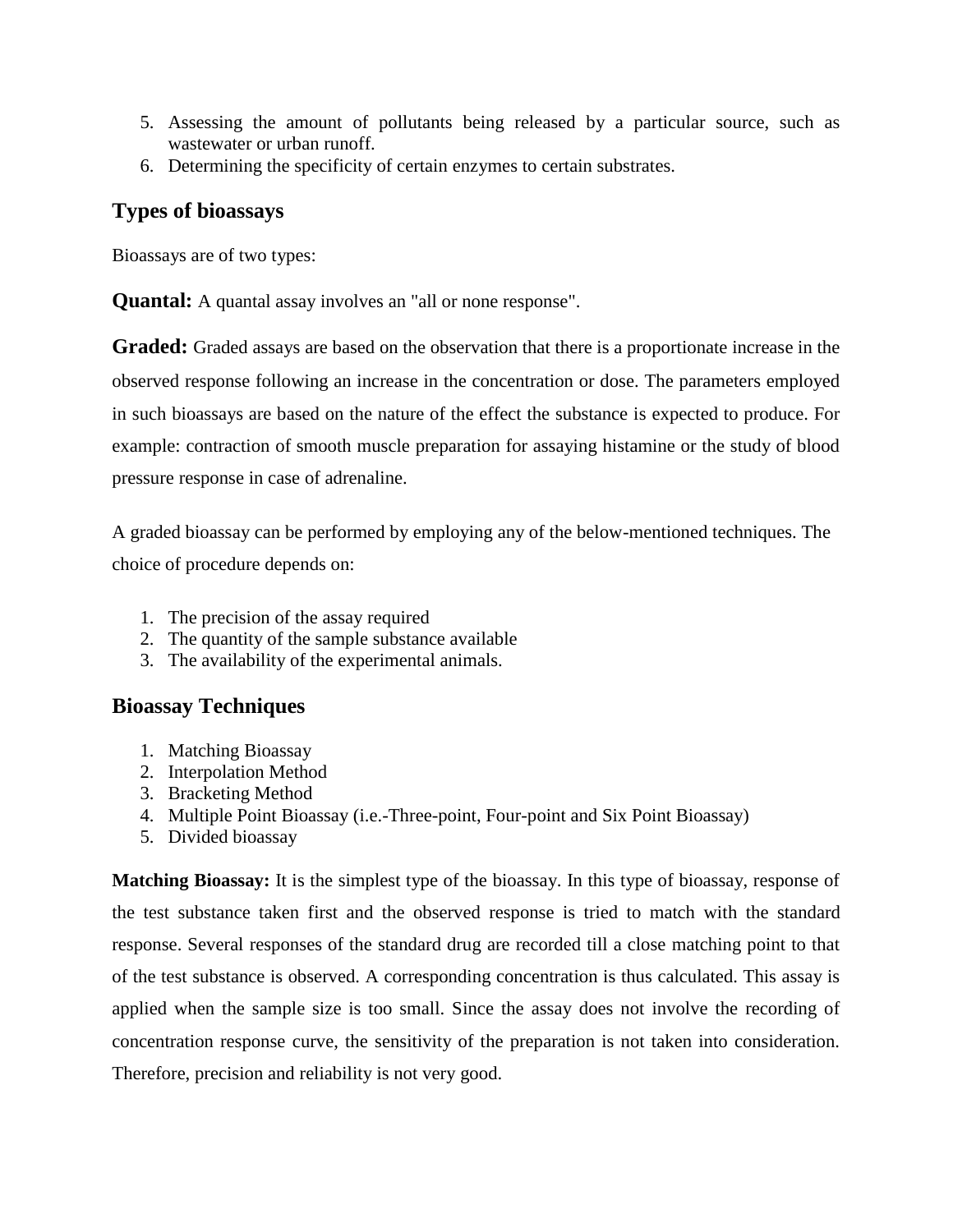5. Assessing the amount of pollutants being released by a particular source, such as wastewater or urban runoff.
6. Determining the specificity of certain enzymes to certain substrates.

## Types of bioassays

Bioassays are of two types:

**Quantal:** A quantal assay involves an "all or none response".

**Graded:** Graded assays are based on the observation that there is a proportionate increase in the observed response following an increase in the concentration or dose. The parameters employed in such bioassays are based on the nature of the effect the substance is expected to produce. For example: contraction of smooth muscle preparation for assaying histamine or the study of blood pressure response in case of adrenaline.

A graded bioassay can be performed by employing any of the below-mentioned techniques. The choice of procedure depends on:

1. The precision of the assay required
2. The quantity of the sample substance available
3. The availability of the experimental animals.

## Bioassay Techniques

1. Matching Bioassay
2. Interpolation Method
3. Bracketing Method
4. Multiple Point Bioassay (i.e.-Three-point, Four-point and Six Point Bioassay)
5. Divided bioassay

**Matching Bioassay:** It is the simplest type of the bioassay. In this type of bioassay, response of the test substance taken first and the observed response is tried to match with the standard response. Several responses of the standard drug are recorded till a close matching point to that of the test substance is observed. A corresponding concentration is thus calculated. This assay is applied when the sample size is too small. Since the assay does not involve the recording of concentration response curve, the sensitivity of the preparation is not taken into consideration. Therefore, precision and reliability is not very good.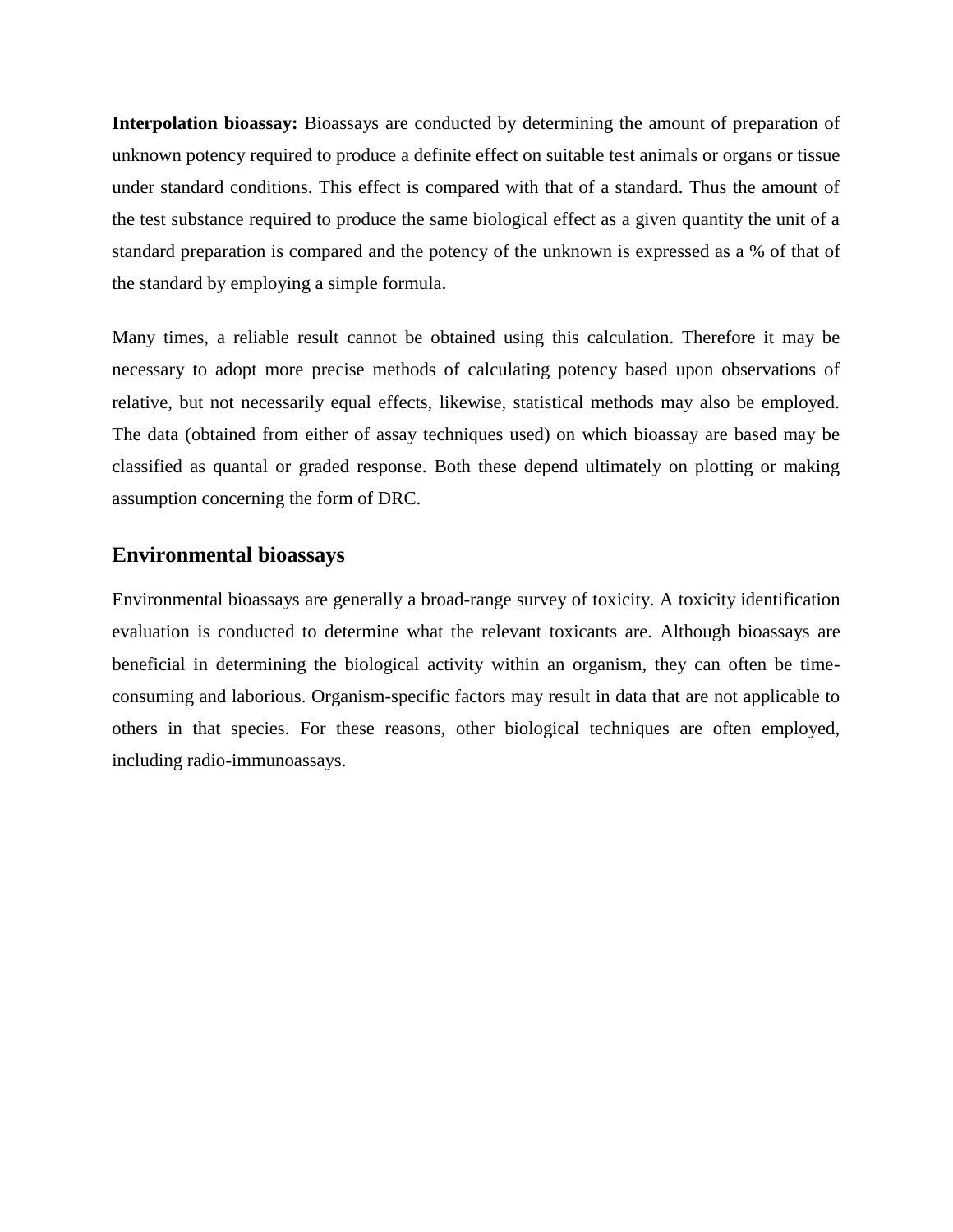**Interpolation bioassay:** Bioassays are conducted by determining the amount of preparation of unknown potency required to produce a definite effect on suitable test animals or organs or tissue under standard conditions. This effect is compared with that of a standard. Thus the amount of the test substance required to produce the same biological effect as a given quantity the unit of a standard preparation is compared and the potency of the unknown is expressed as a % of that of the standard by employing a simple formula.

Many times, a reliable result cannot be obtained using this calculation. Therefore it may be necessary to adopt more precise methods of calculating potency based upon observations of relative, but not necessarily equal effects, likewise, statistical methods may also be employed. The data (obtained from either of assay techniques used) on which bioassay are based may be classified as quantal or graded response. Both these depend ultimately on plotting or making assumption concerning the form of DRC.

## Environmental bioassays

Environmental bioassays are generally a broad-range survey of toxicity. A toxicity identification evaluation is conducted to determine what the relevant toxicants are. Although bioassays are beneficial in determining the biological activity within an organism, they can often be time-consuming and laborious. Organism-specific factors may result in data that are not applicable to others in that species. For these reasons, other biological techniques are often employed, including radio-immunoassays.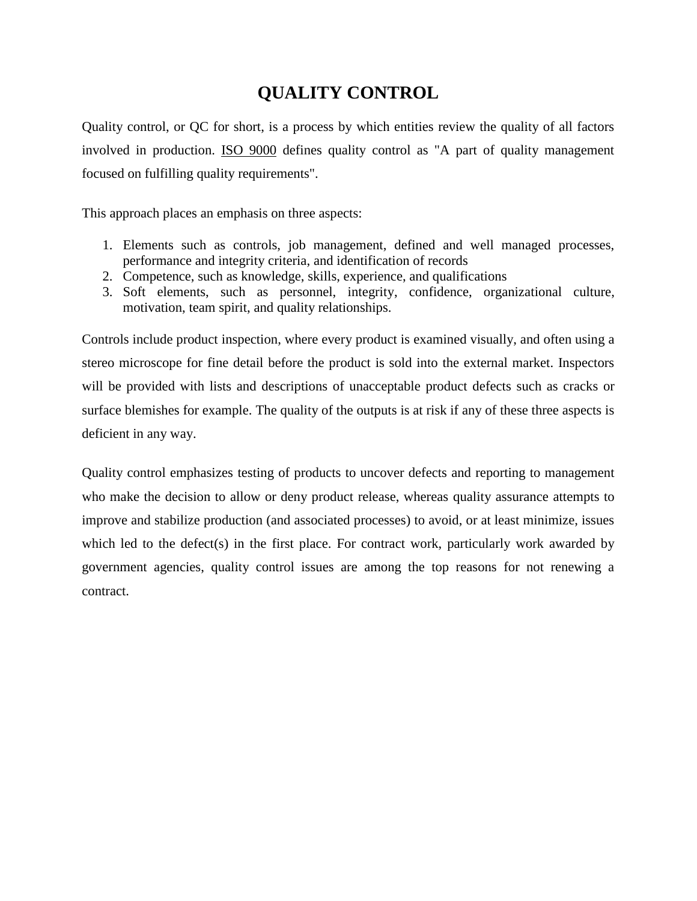# QUALITY CONTROL

Quality control, or QC for short, is a process by which entities review the quality of all factors involved in production. ISO 9000 defines quality control as "A part of quality management focused on fulfilling quality requirements".

This approach places an emphasis on three aspects:

1. Elements such as controls, job management, defined and well managed processes, performance and integrity criteria, and identification of records
2. Competence, such as knowledge, skills, experience, and qualifications
3. Soft elements, such as personnel, integrity, confidence, organizational culture, motivation, team spirit, and quality relationships.

Controls include product inspection, where every product is examined visually, and often using a stereo microscope for fine detail before the product is sold into the external market. Inspectors will be provided with lists and descriptions of unacceptable product defects such as cracks or surface blemishes for example. The quality of the outputs is at risk if any of these three aspects is deficient in any way.

Quality control emphasizes testing of products to uncover defects and reporting to management who make the decision to allow or deny product release, whereas quality assurance attempts to improve and stabilize production (and associated processes) to avoid, or at least minimize, issues which led to the defect(s) in the first place. For contract work, particularly work awarded by government agencies, quality control issues are among the top reasons for not renewing a contract.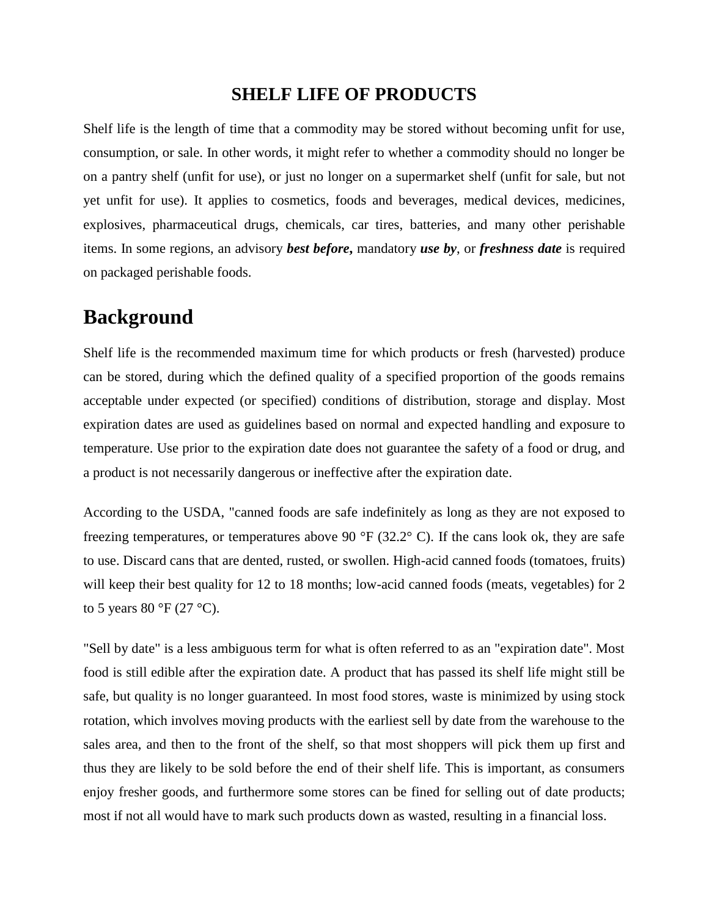# SHELF LIFE OF PRODUCTS

Shelf life is the length of time that a commodity may be stored without becoming unfit for use, consumption, or sale. In other words, it might refer to whether a commodity should no longer be on a pantry shelf (unfit for use), or just no longer on a supermarket shelf (unfit for sale, but not yet unfit for use). It applies to cosmetics, foods and beverages, medical devices, medicines, explosives, pharmaceutical drugs, chemicals, car tires, batteries, and many other perishable items. In some regions, an advisory ***best before,*** mandatory ***use by***, or ***freshness date*** is required on packaged perishable foods.

## Background

Shelf life is the recommended maximum time for which products or fresh (harvested) produce can be stored, during which the defined quality of a specified proportion of the goods remains acceptable under expected (or specified) conditions of distribution, storage and display. Most expiration dates are used as guidelines based on normal and expected handling and exposure to temperature. Use prior to the expiration date does not guarantee the safety of a food or drug, and a product is not necessarily dangerous or ineffective after the expiration date.

According to the USDA, "canned foods are safe indefinitely as long as they are not exposed to freezing temperatures, or temperatures above 90 °F (32.2° C). If the cans look ok, they are safe to use. Discard cans that are dented, rusted, or swollen. High-acid canned foods (tomatoes, fruits) will keep their best quality for 12 to 18 months; low-acid canned foods (meats, vegetables) for 2 to 5 years 80 °F (27 °C).

"Sell by date" is a less ambiguous term for what is often referred to as an "expiration date". Most food is still edible after the expiration date. A product that has passed its shelf life might still be safe, but quality is no longer guaranteed. In most food stores, waste is minimized by using stock rotation, which involves moving products with the earliest sell by date from the warehouse to the sales area, and then to the front of the shelf, so that most shoppers will pick them up first and thus they are likely to be sold before the end of their shelf life. This is important, as consumers enjoy fresher goods, and furthermore some stores can be fined for selling out of date products; most if not all would have to mark such products down as wasted, resulting in a financial loss.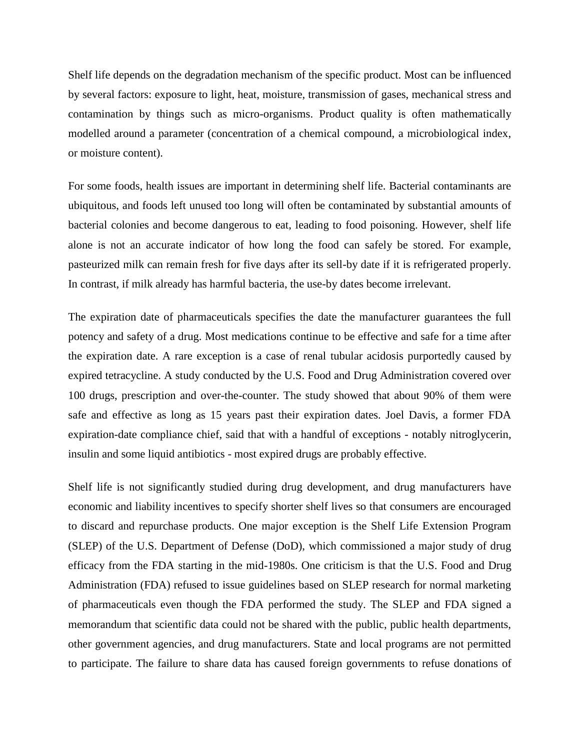Shelf life depends on the degradation mechanism of the specific product. Most can be influenced by several factors: exposure to light, heat, moisture, transmission of gases, mechanical stress and contamination by things such as micro-organisms. Product quality is often mathematically modelled around a parameter (concentration of a chemical compound, a microbiological index, or moisture content).

For some foods, health issues are important in determining shelf life. Bacterial contaminants are ubiquitous, and foods left unused too long will often be contaminated by substantial amounts of bacterial colonies and become dangerous to eat, leading to food poisoning. However, shelf life alone is not an accurate indicator of how long the food can safely be stored. For example, pasteurized milk can remain fresh for five days after its sell-by date if it is refrigerated properly. In contrast, if milk already has harmful bacteria, the use-by dates become irrelevant.

The expiration date of pharmaceuticals specifies the date the manufacturer guarantees the full potency and safety of a drug. Most medications continue to be effective and safe for a time after the expiration date. A rare exception is a case of renal tubular acidosis purportedly caused by expired tetracycline. A study conducted by the U.S. Food and Drug Administration covered over 100 drugs, prescription and over-the-counter. The study showed that about 90% of them were safe and effective as long as 15 years past their expiration dates. Joel Davis, a former FDA expiration-date compliance chief, said that with a handful of exceptions - notably nitroglycerin, insulin and some liquid antibiotics - most expired drugs are probably effective.

Shelf life is not significantly studied during drug development, and drug manufacturers have economic and liability incentives to specify shorter shelf lives so that consumers are encouraged to discard and repurchase products. One major exception is the Shelf Life Extension Program (SLEP) of the U.S. Department of Defense (DoD), which commissioned a major study of drug efficacy from the FDA starting in the mid-1980s. One criticism is that the U.S. Food and Drug Administration (FDA) refused to issue guidelines based on SLEP research for normal marketing of pharmaceuticals even though the FDA performed the study. The SLEP and FDA signed a memorandum that scientific data could not be shared with the public, public health departments, other government agencies, and drug manufacturers. State and local programs are not permitted to participate. The failure to share data has caused foreign governments to refuse donations of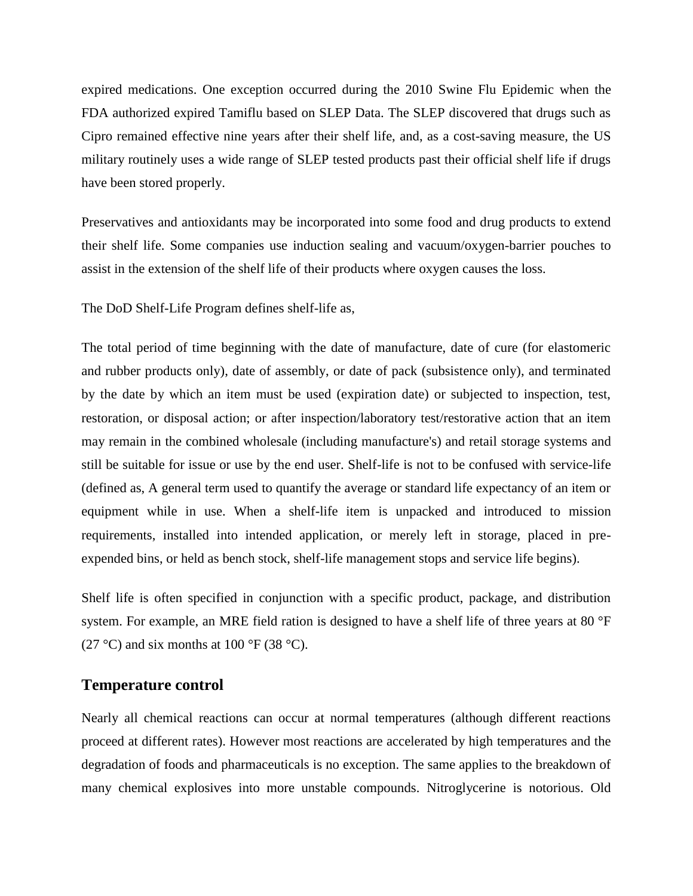expired medications. One exception occurred during the 2010 Swine Flu Epidemic when the FDA authorized expired Tamiflu based on SLEP Data. The SLEP discovered that drugs such as Cipro remained effective nine years after their shelf life, and, as a cost-saving measure, the US military routinely uses a wide range of SLEP tested products past their official shelf life if drugs have been stored properly.

Preservatives and antioxidants may be incorporated into some food and drug products to extend their shelf life. Some companies use induction sealing and vacuum/oxygen-barrier pouches to assist in the extension of the shelf life of their products where oxygen causes the loss.

The DoD Shelf-Life Program defines shelf-life as,

The total period of time beginning with the date of manufacture, date of cure (for elastomeric and rubber products only), date of assembly, or date of pack (subsistence only), and terminated by the date by which an item must be used (expiration date) or subjected to inspection, test, restoration, or disposal action; or after inspection/laboratory test/restorative action that an item may remain in the combined wholesale (including manufacture's) and retail storage systems and still be suitable for issue or use by the end user. Shelf-life is not to be confused with service-life (defined as, A general term used to quantify the average or standard life expectancy of an item or equipment while in use. When a shelf-life item is unpacked and introduced to mission requirements, installed into intended application, or merely left in storage, placed in pre-expended bins, or held as bench stock, shelf-life management stops and service life begins).

Shelf life is often specified in conjunction with a specific product, package, and distribution system. For example, an MRE field ration is designed to have a shelf life of three years at 80 °F (27 °C) and six months at 100 °F (38 °C).

## Temperature control

Nearly all chemical reactions can occur at normal temperatures (although different reactions proceed at different rates). However most reactions are accelerated by high temperatures and the degradation of foods and pharmaceuticals is no exception. The same applies to the breakdown of many chemical explosives into more unstable compounds. Nitroglycerine is notorious. Old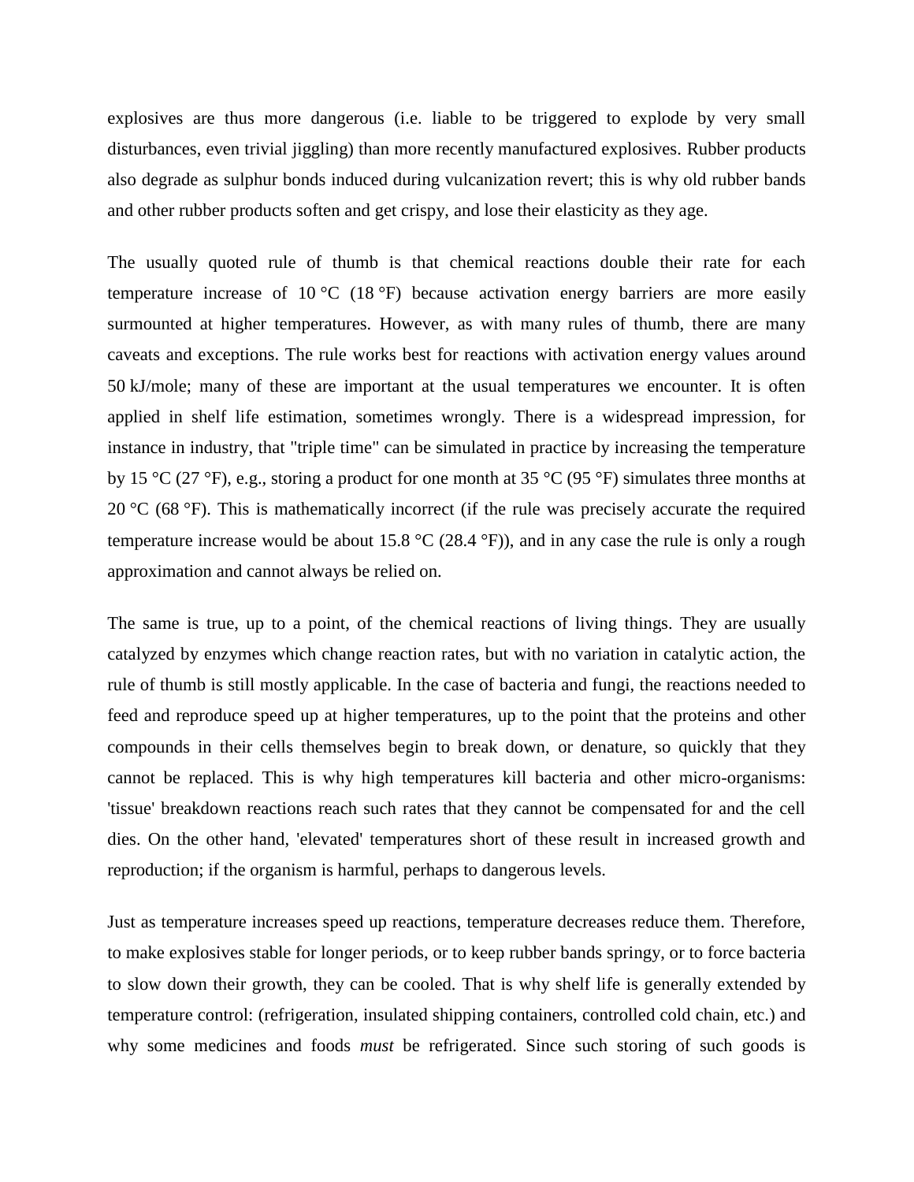explosives are thus more dangerous (i.e. liable to be triggered to explode by very small disturbances, even trivial jiggling) than more recently manufactured explosives. Rubber products also degrade as sulphur bonds induced during vulcanization revert; this is why old rubber bands and other rubber products soften and get crispy, and lose their elasticity as they age.

The usually quoted rule of thumb is that chemical reactions double their rate for each temperature increase of 10 °C (18 °F) because activation energy barriers are more easily surmounted at higher temperatures. However, as with many rules of thumb, there are many caveats and exceptions. The rule works best for reactions with activation energy values around 50 kJ/mole; many of these are important at the usual temperatures we encounter. It is often applied in shelf life estimation, sometimes wrongly. There is a widespread impression, for instance in industry, that "triple time" can be simulated in practice by increasing the temperature by 15 °C (27 °F), e.g., storing a product for one month at 35 °C (95 °F) simulates three months at 20 °C (68 °F). This is mathematically incorrect (if the rule was precisely accurate the required temperature increase would be about 15.8 °C (28.4 °F)), and in any case the rule is only a rough approximation and cannot always be relied on.

The same is true, up to a point, of the chemical reactions of living things. They are usually catalyzed by enzymes which change reaction rates, but with no variation in catalytic action, the rule of thumb is still mostly applicable. In the case of bacteria and fungi, the reactions needed to feed and reproduce speed up at higher temperatures, up to the point that the proteins and other compounds in their cells themselves begin to break down, or denature, so quickly that they cannot be replaced. This is why high temperatures kill bacteria and other micro-organisms: 'tissue' breakdown reactions reach such rates that they cannot be compensated for and the cell dies. On the other hand, 'elevated' temperatures short of these result in increased growth and reproduction; if the organism is harmful, perhaps to dangerous levels.

Just as temperature increases speed up reactions, temperature decreases reduce them. Therefore, to make explosives stable for longer periods, or to keep rubber bands springy, or to force bacteria to slow down their growth, they can be cooled. That is why shelf life is generally extended by temperature control: (refrigeration, insulated shipping containers, controlled cold chain, etc.) and why some medicines and foods *must* be refrigerated. Since such storing of such goods is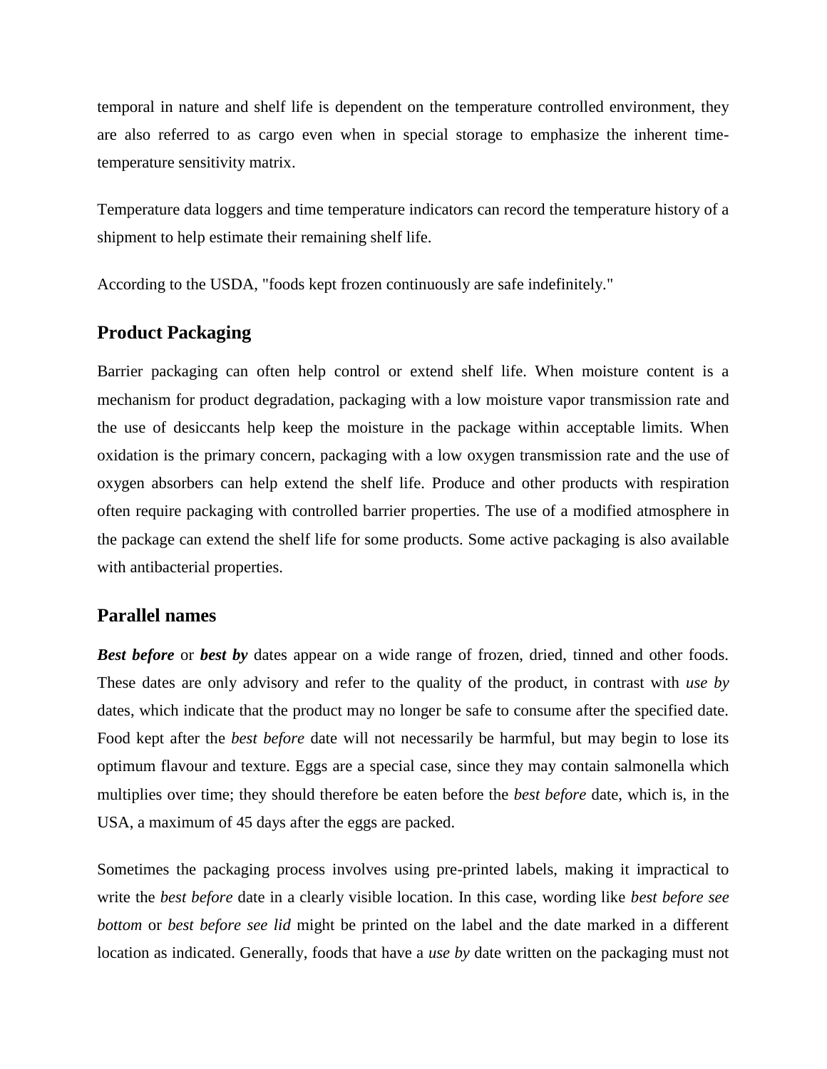temporal in nature and shelf life is dependent on the temperature controlled environment, they are also referred to as cargo even when in special storage to emphasize the inherent time-temperature sensitivity matrix.

Temperature data loggers and time temperature indicators can record the temperature history of a shipment to help estimate their remaining shelf life.

According to the USDA, "foods kept frozen continuously are safe indefinitely."

## Product Packaging

Barrier packaging can often help control or extend shelf life. When moisture content is a mechanism for product degradation, packaging with a low moisture vapor transmission rate and the use of desiccants help keep the moisture in the package within acceptable limits. When oxidation is the primary concern, packaging with a low oxygen transmission rate and the use of oxygen absorbers can help extend the shelf life. Produce and other products with respiration often require packaging with controlled barrier properties. The use of a modified atmosphere in the package can extend the shelf life for some products. Some active packaging is also available with antibacterial properties.

## Parallel names

***Best before*** or ***best by*** dates appear on a wide range of frozen, dried, tinned and other foods. These dates are only advisory and refer to the quality of the product, in contrast with *use by* dates, which indicate that the product may no longer be safe to consume after the specified date. Food kept after the *best before* date will not necessarily be harmful, but may begin to lose its optimum flavour and texture. Eggs are a special case, since they may contain salmonella which multiplies over time; they should therefore be eaten before the *best before* date, which is, in the USA, a maximum of 45 days after the eggs are packed.

Sometimes the packaging process involves using pre-printed labels, making it impractical to write the *best before* date in a clearly visible location. In this case, wording like *best before see bottom* or *best before see lid* might be printed on the label and the date marked in a different location as indicated. Generally, foods that have a *use by* date written on the packaging must not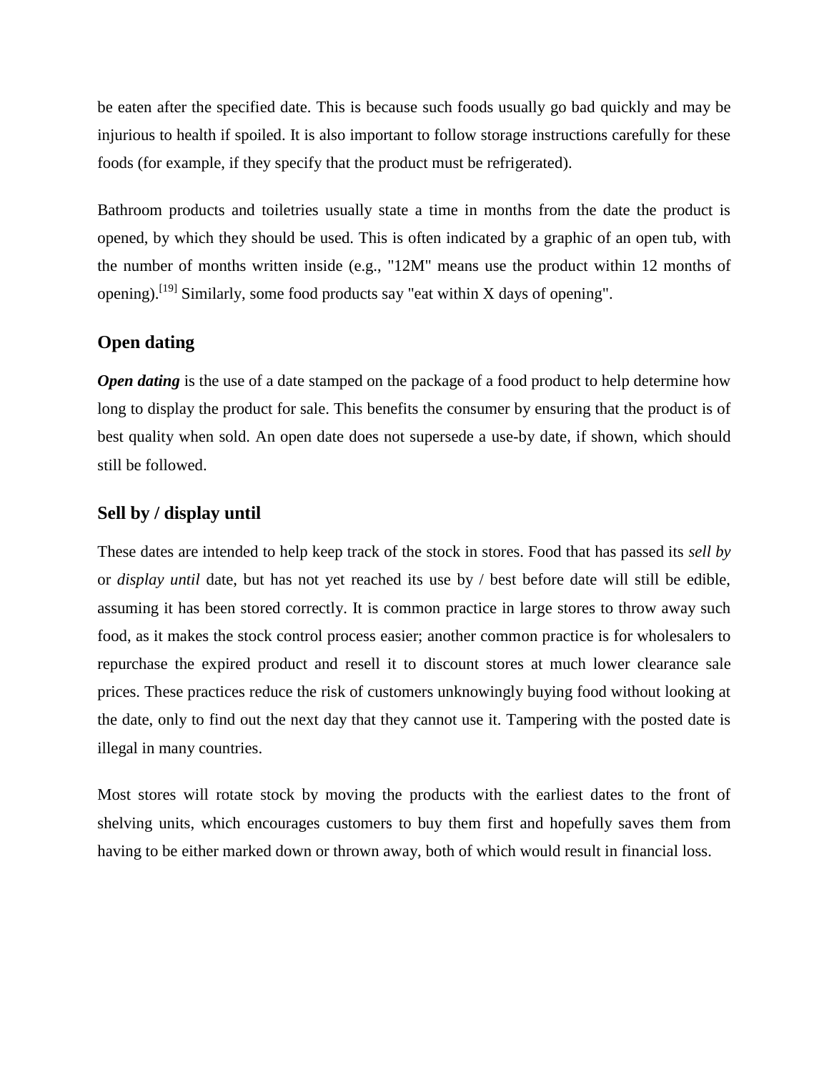be eaten after the specified date. This is because such foods usually go bad quickly and may be injurious to health if spoiled. It is also important to follow storage instructions carefully for these foods (for example, if they specify that the product must be refrigerated).

Bathroom products and toiletries usually state a time in months from the date the product is opened, by which they should be used. This is often indicated by a graphic of an open tub, with the number of months written inside (e.g., "12M" means use the product within 12 months of opening).[19] Similarly, some food products say "eat within X days of opening".

## Open dating

***Open dating*** is the use of a date stamped on the package of a food product to help determine how long to display the product for sale. This benefits the consumer by ensuring that the product is of best quality when sold. An open date does not supersede a use-by date, if shown, which should still be followed.

## Sell by / display until

These dates are intended to help keep track of the stock in stores. Food that has passed its *sell by* or *display until* date, but has not yet reached its use by / best before date will still be edible, assuming it has been stored correctly. It is common practice in large stores to throw away such food, as it makes the stock control process easier; another common practice is for wholesalers to repurchase the expired product and resell it to discount stores at much lower clearance sale prices. These practices reduce the risk of customers unknowingly buying food without looking at the date, only to find out the next day that they cannot use it. Tampering with the posted date is illegal in many countries.

Most stores will rotate stock by moving the products with the earliest dates to the front of shelving units, which encourages customers to buy them first and hopefully saves them from having to be either marked down or thrown away, both of which would result in financial loss.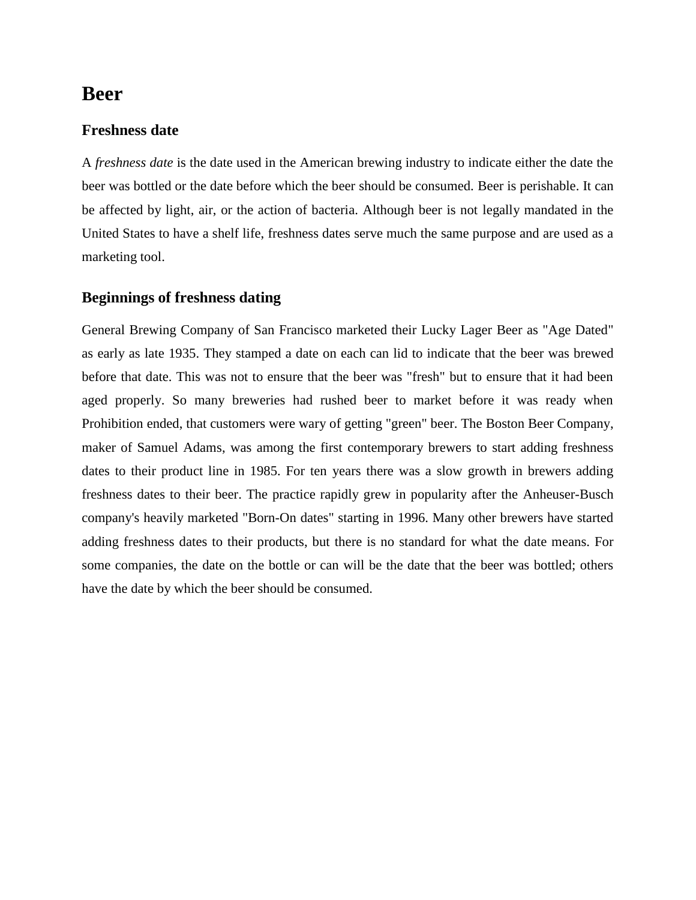# Beer

## Freshness date

A *freshness date* is the date used in the American brewing industry to indicate either the date the beer was bottled or the date before which the beer should be consumed. Beer is perishable. It can be affected by light, air, or the action of bacteria. Although beer is not legally mandated in the United States to have a shelf life, freshness dates serve much the same purpose and are used as a marketing tool.

## Beginnings of freshness dating

General Brewing Company of San Francisco marketed their Lucky Lager Beer as "Age Dated" as early as late 1935. They stamped a date on each can lid to indicate that the beer was brewed before that date. This was not to ensure that the beer was "fresh" but to ensure that it had been aged properly. So many breweries had rushed beer to market before it was ready when Prohibition ended, that customers were wary of getting "green" beer. The Boston Beer Company, maker of Samuel Adams, was among the first contemporary brewers to start adding freshness dates to their product line in 1985. For ten years there was a slow growth in brewers adding freshness dates to their beer. The practice rapidly grew in popularity after the Anheuser-Busch company's heavily marketed "Born-On dates" starting in 1996. Many other brewers have started adding freshness dates to their products, but there is no standard for what the date means. For some companies, the date on the bottle or can will be the date that the beer was bottled; others have the date by which the beer should be consumed.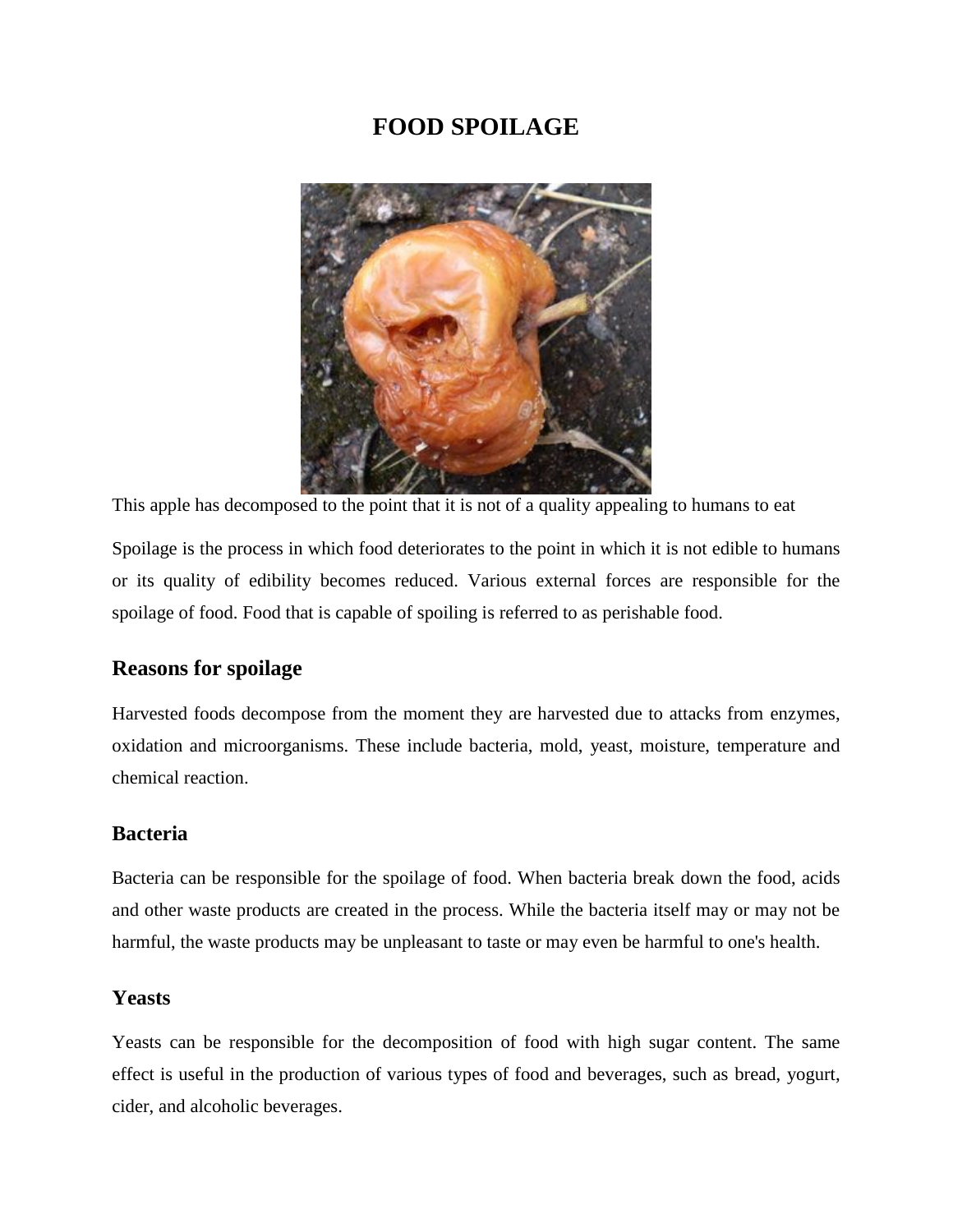# FOOD SPOILAGE

This apple has decomposed to the point that it is not of a quality appealing to humans to eat

Spoilage is the process in which food deteriorates to the point in which it is not edible to humans or its quality of edibility becomes reduced. Various external forces are responsible for the spoilage of food. Food that is capable of spoiling is referred to as perishable food.

## Reasons for spoilage

Harvested foods decompose from the moment they are harvested due to attacks from enzymes, oxidation and microorganisms. These include bacteria, mold, yeast, moisture, temperature and chemical reaction.

### Bacteria

Bacteria can be responsible for the spoilage of food. When bacteria break down the food, acids and other waste products are created in the process. While the bacteria itself may or may not be harmful, the waste products may be unpleasant to taste or may even be harmful to one's health.

### Yeasts

Yeasts can be responsible for the decomposition of food with high sugar content. The same effect is useful in the production of various types of food and beverages, such as bread, yogurt, cider, and alcoholic beverages.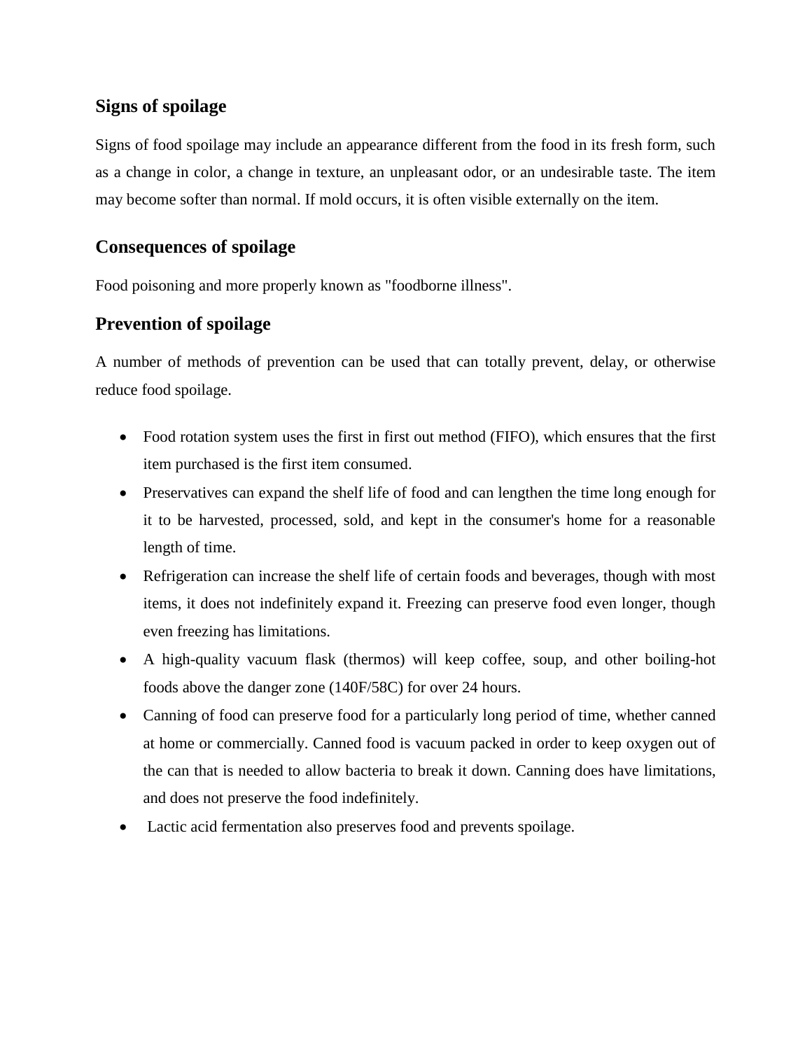## Signs of spoilage

Signs of food spoilage may include an appearance different from the food in its fresh form, such as a change in color, a change in texture, an unpleasant odor, or an undesirable taste. The item may become softer than normal. If mold occurs, it is often visible externally on the item.

## Consequences of spoilage

Food poisoning and more properly known as "foodborne illness".

## Prevention of spoilage

A number of methods of prevention can be used that can totally prevent, delay, or otherwise reduce food spoilage.

- Food rotation system uses the first in first out method (FIFO), which ensures that the first item purchased is the first item consumed.
- Preservatives can expand the shelf life of food and can lengthen the time long enough for it to be harvested, processed, sold, and kept in the consumer's home for a reasonable length of time.
- Refrigeration can increase the shelf life of certain foods and beverages, though with most items, it does not indefinitely expand it. Freezing can preserve food even longer, though even freezing has limitations.
- A high-quality vacuum flask (thermos) will keep coffee, soup, and other boiling-hot foods above the danger zone (140F/58C) for over 24 hours.
- Canning of food can preserve food for a particularly long period of time, whether canned at home or commercially. Canned food is vacuum packed in order to keep oxygen out of the can that is needed to allow bacteria to break it down. Canning does have limitations, and does not preserve the food indefinitely.
- Lactic acid fermentation also preserves food and prevents spoilage.